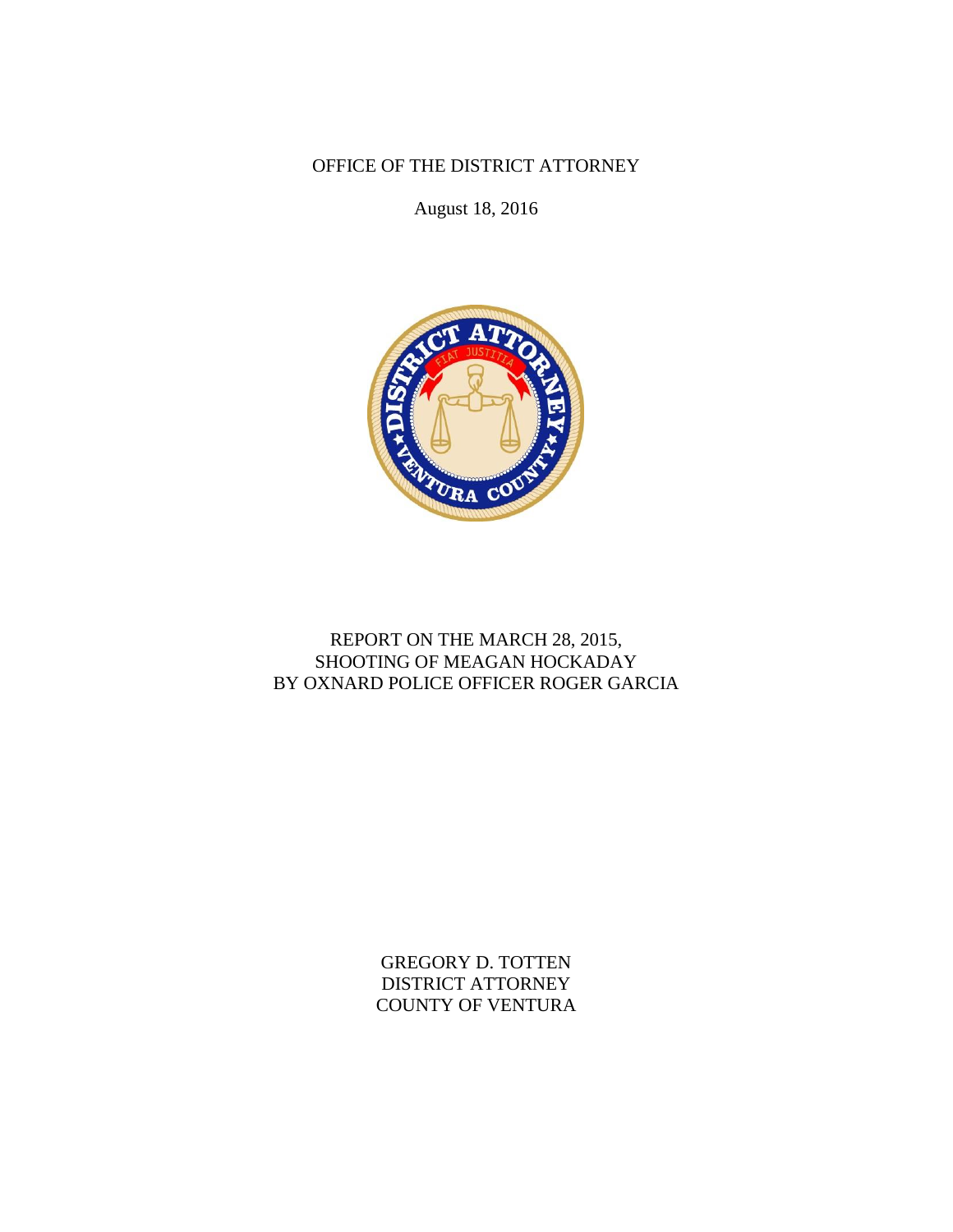OFFICE OF THE DISTRICT ATTORNEY

August 18, 2016

# REPORT ON THE MARCH 28, 2015, SHOOTING OF MEAGAN HOCKADAY BY OXNARD POLICE OFFICER ROGER GARCIA

GREGORY D. TOTTEN
DISTRICT ATTORNEY
COUNTY OF VENTURA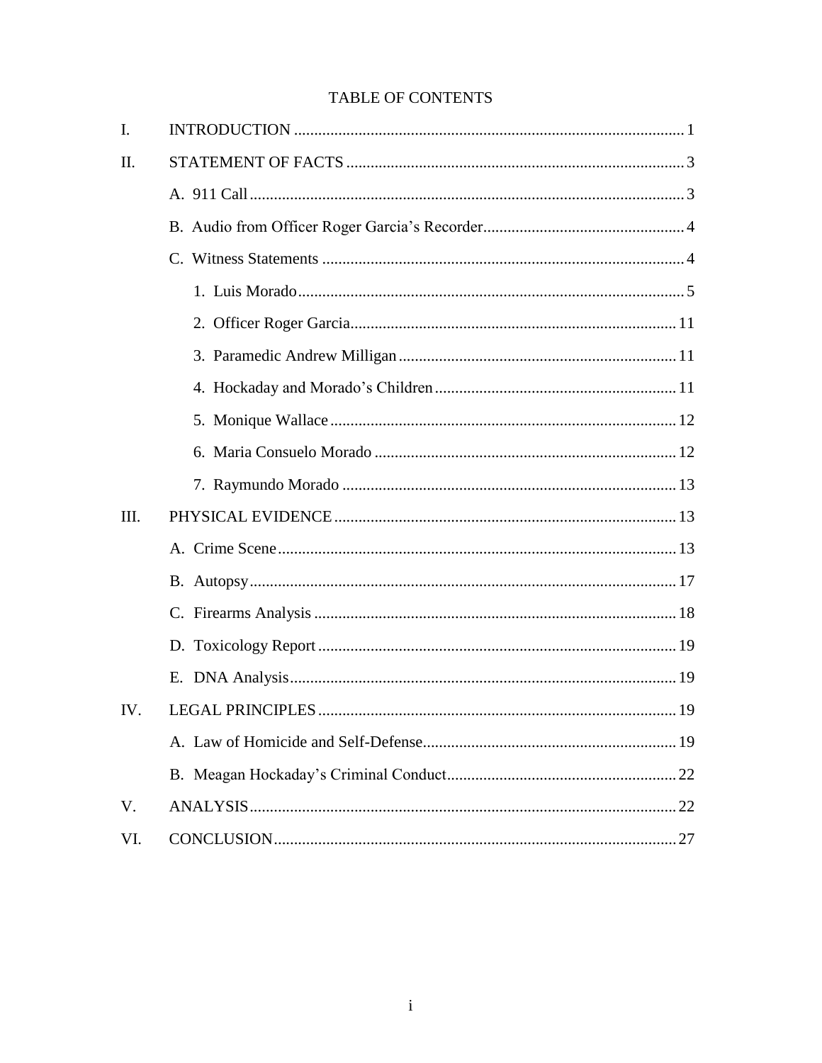# TABLE OF CONTENTS

I. INTRODUCTION ................................................................................................ 1

II. STATEMENT OF FACTS ................................................................................... 3

- A. 911 Call ........................................................................................................... 3
- B. Audio from Officer Roger Garcia's Recorder .................................................. 4
- C. Witness Statements ......................................................................................... 4
  - 1. Luis Morado ................................................................................................ 5
  - 2. Officer Roger Garcia ................................................................................. 11
  - 3. Paramedic Andrew Milligan ..................................................................... 11
  - 4. Hockaday and Morado's Children ............................................................ 11
  - 5. Monique Wallace ...................................................................................... 12
  - 6. Maria Consuelo Morado ........................................................................... 12
  - 7. Raymundo Morado ................................................................................... 13

III. PHYSICAL EVIDENCE .................................................................................... 13

- A. Crime Scene ................................................................................................... 13
- B. Autopsy .......................................................................................................... 17
- C. Firearms Analysis .......................................................................................... 18
- D. Toxicology Report ......................................................................................... 19
- E. DNA Analysis ................................................................................................ 19

IV. LEGAL PRINCIPLES ........................................................................................ 19

- A. Law of Homicide and Self-Defense ............................................................... 19
- B. Meagan Hockaday's Criminal Conduct ......................................................... 22

V. ANALYSIS ......................................................................................................... 22

VI. CONCLUSION ................................................................................................... 27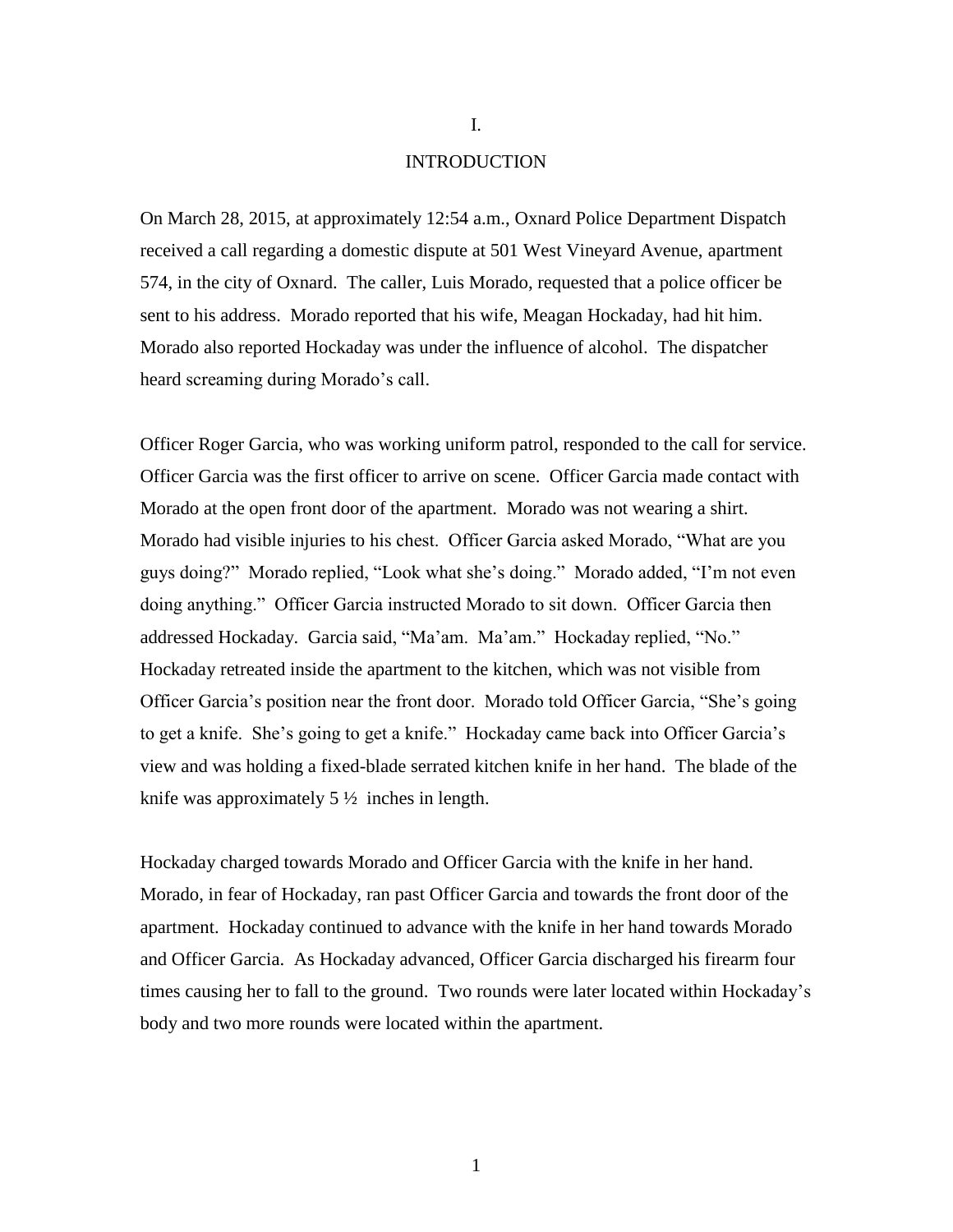# I.

# INTRODUCTION

On March 28, 2015, at approximately 12:54 a.m., Oxnard Police Department Dispatch received a call regarding a domestic dispute at 501 West Vineyard Avenue, apartment 574, in the city of Oxnard. The caller, Luis Morado, requested that a police officer be sent to his address. Morado reported that his wife, Meagan Hockaday, had hit him. Morado also reported Hockaday was under the influence of alcohol. The dispatcher heard screaming during Morado's call.

Officer Roger Garcia, who was working uniform patrol, responded to the call for service. Officer Garcia was the first officer to arrive on scene. Officer Garcia made contact with Morado at the open front door of the apartment. Morado was not wearing a shirt. Morado had visible injuries to his chest. Officer Garcia asked Morado, "What are you guys doing?" Morado replied, "Look what she's doing." Morado added, "I'm not even doing anything." Officer Garcia instructed Morado to sit down. Officer Garcia then addressed Hockaday. Garcia said, "Ma'am. Ma'am." Hockaday replied, "No." Hockaday retreated inside the apartment to the kitchen, which was not visible from Officer Garcia's position near the front door. Morado told Officer Garcia, "She's going to get a knife. She's going to get a knife." Hockaday came back into Officer Garcia's view and was holding a fixed-blade serrated kitchen knife in her hand. The blade of the knife was approximately 5 ½ inches in length.

Hockaday charged towards Morado and Officer Garcia with the knife in her hand. Morado, in fear of Hockaday, ran past Officer Garcia and towards the front door of the apartment. Hockaday continued to advance with the knife in her hand towards Morado and Officer Garcia. As Hockaday advanced, Officer Garcia discharged his firearm four times causing her to fall to the ground. Two rounds were later located within Hockaday's body and two more rounds were located within the apartment.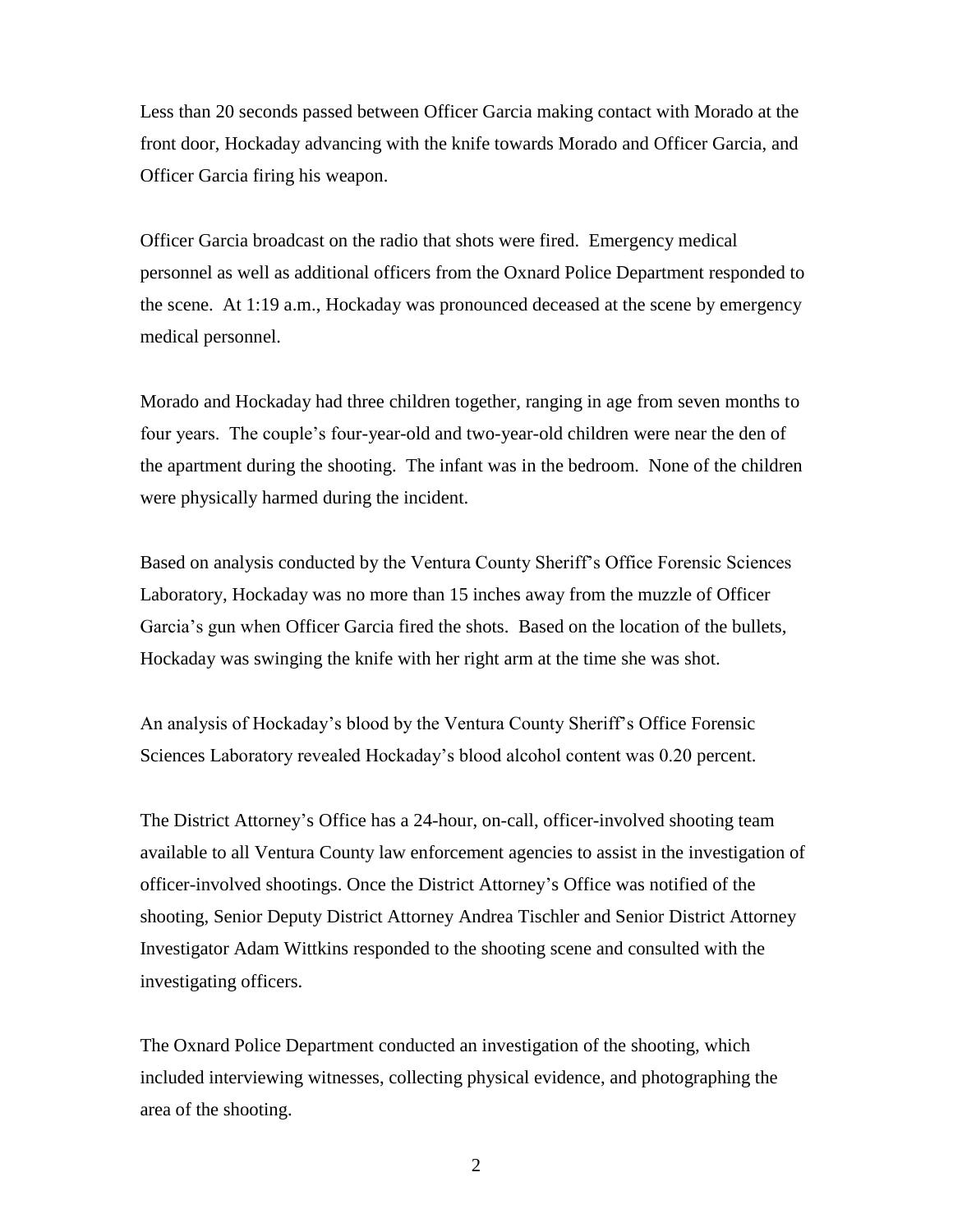Less than 20 seconds passed between Officer Garcia making contact with Morado at the front door, Hockaday advancing with the knife towards Morado and Officer Garcia, and Officer Garcia firing his weapon.

Officer Garcia broadcast on the radio that shots were fired. Emergency medical personnel as well as additional officers from the Oxnard Police Department responded to the scene. At 1:19 a.m., Hockaday was pronounced deceased at the scene by emergency medical personnel.

Morado and Hockaday had three children together, ranging in age from seven months to four years. The couple's four-year-old and two-year-old children were near the den of the apartment during the shooting. The infant was in the bedroom. None of the children were physically harmed during the incident.

Based on analysis conducted by the Ventura County Sheriff's Office Forensic Sciences Laboratory, Hockaday was no more than 15 inches away from the muzzle of Officer Garcia's gun when Officer Garcia fired the shots. Based on the location of the bullets, Hockaday was swinging the knife with her right arm at the time she was shot.

An analysis of Hockaday's blood by the Ventura County Sheriff's Office Forensic Sciences Laboratory revealed Hockaday's blood alcohol content was 0.20 percent.

The District Attorney's Office has a 24-hour, on-call, officer-involved shooting team available to all Ventura County law enforcement agencies to assist in the investigation of officer-involved shootings. Once the District Attorney's Office was notified of the shooting, Senior Deputy District Attorney Andrea Tischler and Senior District Attorney Investigator Adam Wittkins responded to the shooting scene and consulted with the investigating officers.

The Oxnard Police Department conducted an investigation of the shooting, which included interviewing witnesses, collecting physical evidence, and photographing the area of the shooting.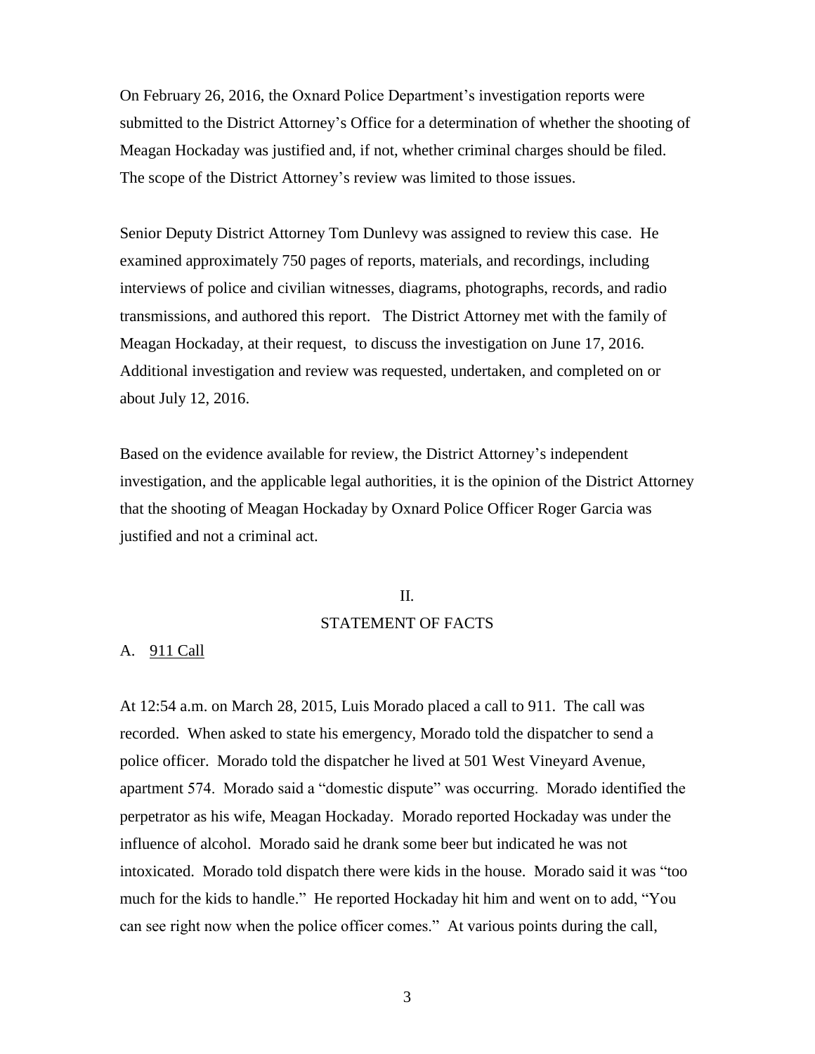On February 26, 2016, the Oxnard Police Department's investigation reports were submitted to the District Attorney's Office for a determination of whether the shooting of Meagan Hockaday was justified and, if not, whether criminal charges should be filed. The scope of the District Attorney's review was limited to those issues.

Senior Deputy District Attorney Tom Dunlevy was assigned to review this case. He examined approximately 750 pages of reports, materials, and recordings, including interviews of police and civilian witnesses, diagrams, photographs, records, and radio transmissions, and authored this report. The District Attorney met with the family of Meagan Hockaday, at their request, to discuss the investigation on June 17, 2016. Additional investigation and review was requested, undertaken, and completed on or about July 12, 2016.

Based on the evidence available for review, the District Attorney's independent investigation, and the applicable legal authorities, it is the opinion of the District Attorney that the shooting of Meagan Hockaday by Oxnard Police Officer Roger Garcia was justified and not a criminal act.

## II.

## STATEMENT OF FACTS

### A. <u>911 Call</u>

At 12:54 a.m. on March 28, 2015, Luis Morado placed a call to 911. The call was recorded. When asked to state his emergency, Morado told the dispatcher to send a police officer. Morado told the dispatcher he lived at 501 West Vineyard Avenue, apartment 574. Morado said a "domestic dispute" was occurring. Morado identified the perpetrator as his wife, Meagan Hockaday. Morado reported Hockaday was under the influence of alcohol. Morado said he drank some beer but indicated he was not intoxicated. Morado told dispatch there were kids in the house. Morado said it was "too much for the kids to handle." He reported Hockaday hit him and went on to add, "You can see right now when the police officer comes." At various points during the call,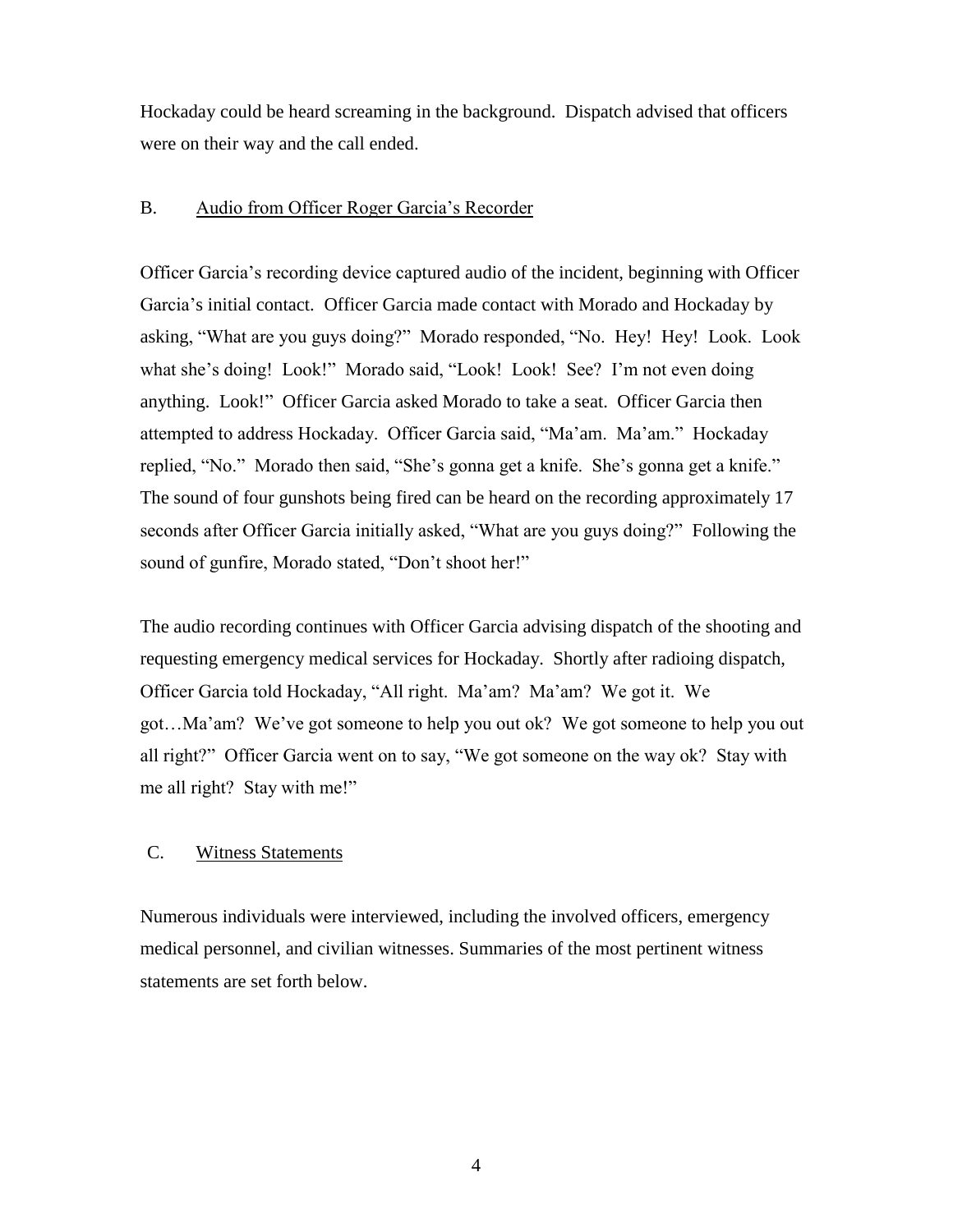Hockaday could be heard screaming in the background. Dispatch advised that officers were on their way and the call ended.

### B. Audio from Officer Roger Garcia's Recorder

Officer Garcia's recording device captured audio of the incident, beginning with Officer Garcia's initial contact. Officer Garcia made contact with Morado and Hockaday by asking, "What are you guys doing?" Morado responded, "No. Hey! Hey! Look. Look what she's doing! Look!" Morado said, "Look! Look! See? I'm not even doing anything. Look!" Officer Garcia asked Morado to take a seat. Officer Garcia then attempted to address Hockaday. Officer Garcia said, "Ma'am. Ma'am." Hockaday replied, "No." Morado then said, "She's gonna get a knife. She's gonna get a knife." The sound of four gunshots being fired can be heard on the recording approximately 17 seconds after Officer Garcia initially asked, "What are you guys doing?" Following the sound of gunfire, Morado stated, "Don't shoot her!"

The audio recording continues with Officer Garcia advising dispatch of the shooting and requesting emergency medical services for Hockaday. Shortly after radioing dispatch, Officer Garcia told Hockaday, "All right. Ma'am? Ma'am? We got it. We got…Ma'am? We've got someone to help you out ok? We got someone to help you out all right?" Officer Garcia went on to say, "We got someone on the way ok? Stay with me all right? Stay with me!"

### C. Witness Statements

Numerous individuals were interviewed, including the involved officers, emergency medical personnel, and civilian witnesses. Summaries of the most pertinent witness statements are set forth below.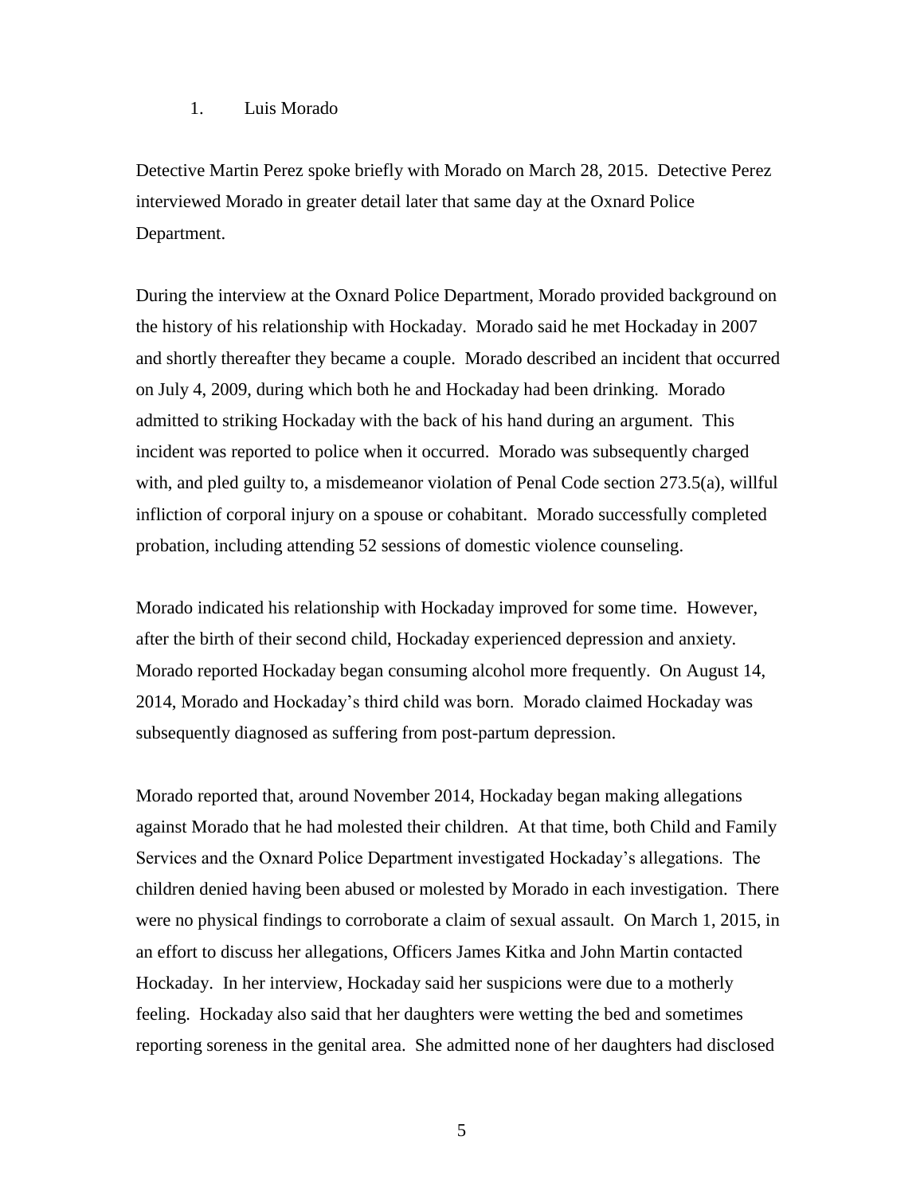1. Luis Morado

Detective Martin Perez spoke briefly with Morado on March 28, 2015. Detective Perez interviewed Morado in greater detail later that same day at the Oxnard Police Department.

During the interview at the Oxnard Police Department, Morado provided background on the history of his relationship with Hockaday. Morado said he met Hockaday in 2007 and shortly thereafter they became a couple. Morado described an incident that occurred on July 4, 2009, during which both he and Hockaday had been drinking. Morado admitted to striking Hockaday with the back of his hand during an argument. This incident was reported to police when it occurred. Morado was subsequently charged with, and pled guilty to, a misdemeanor violation of Penal Code section 273.5(a), willful infliction of corporal injury on a spouse or cohabitant. Morado successfully completed probation, including attending 52 sessions of domestic violence counseling.

Morado indicated his relationship with Hockaday improved for some time. However, after the birth of their second child, Hockaday experienced depression and anxiety. Morado reported Hockaday began consuming alcohol more frequently. On August 14, 2014, Morado and Hockaday's third child was born. Morado claimed Hockaday was subsequently diagnosed as suffering from post-partum depression.

Morado reported that, around November 2014, Hockaday began making allegations against Morado that he had molested their children. At that time, both Child and Family Services and the Oxnard Police Department investigated Hockaday's allegations. The children denied having been abused or molested by Morado in each investigation. There were no physical findings to corroborate a claim of sexual assault. On March 1, 2015, in an effort to discuss her allegations, Officers James Kitka and John Martin contacted Hockaday. In her interview, Hockaday said her suspicions were due to a motherly feeling. Hockaday also said that her daughters were wetting the bed and sometimes reporting soreness in the genital area. She admitted none of her daughters had disclosed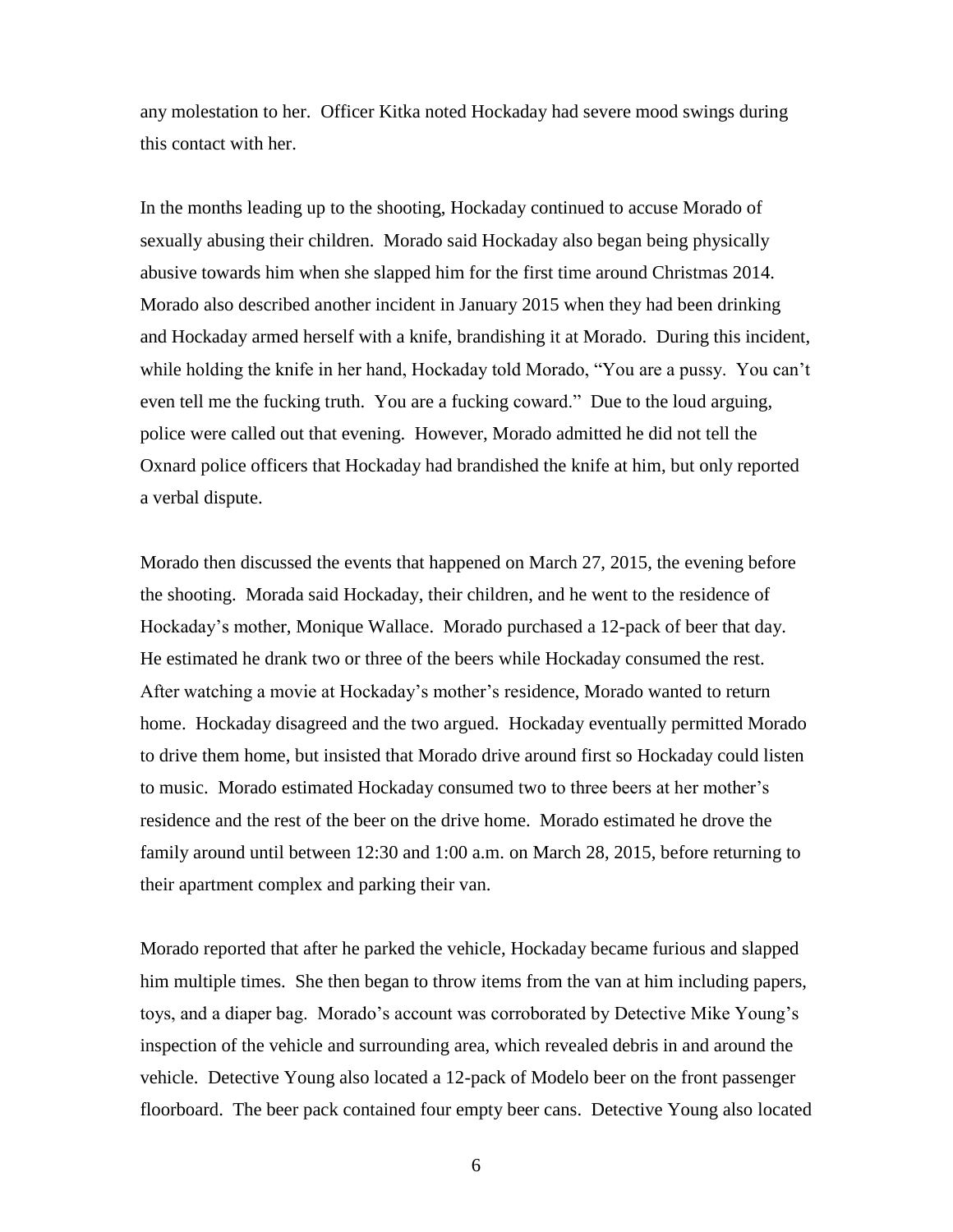any molestation to her. Officer Kitka noted Hockaday had severe mood swings during this contact with her.

In the months leading up to the shooting, Hockaday continued to accuse Morado of sexually abusing their children. Morado said Hockaday also began being physically abusive towards him when she slapped him for the first time around Christmas 2014. Morado also described another incident in January 2015 when they had been drinking and Hockaday armed herself with a knife, brandishing it at Morado. During this incident, while holding the knife in her hand, Hockaday told Morado, "You are a pussy. You can't even tell me the fucking truth. You are a fucking coward." Due to the loud arguing, police were called out that evening. However, Morado admitted he did not tell the Oxnard police officers that Hockaday had brandished the knife at him, but only reported a verbal dispute.

Morado then discussed the events that happened on March 27, 2015, the evening before the shooting. Morada said Hockaday, their children, and he went to the residence of Hockaday's mother, Monique Wallace. Morado purchased a 12-pack of beer that day. He estimated he drank two or three of the beers while Hockaday consumed the rest. After watching a movie at Hockaday's mother's residence, Morado wanted to return home. Hockaday disagreed and the two argued. Hockaday eventually permitted Morado to drive them home, but insisted that Morado drive around first so Hockaday could listen to music. Morado estimated Hockaday consumed two to three beers at her mother's residence and the rest of the beer on the drive home. Morado estimated he drove the family around until between 12:30 and 1:00 a.m. on March 28, 2015, before returning to their apartment complex and parking their van.

Morado reported that after he parked the vehicle, Hockaday became furious and slapped him multiple times. She then began to throw items from the van at him including papers, toys, and a diaper bag. Morado's account was corroborated by Detective Mike Young's inspection of the vehicle and surrounding area, which revealed debris in and around the vehicle. Detective Young also located a 12-pack of Modelo beer on the front passenger floorboard. The beer pack contained four empty beer cans. Detective Young also located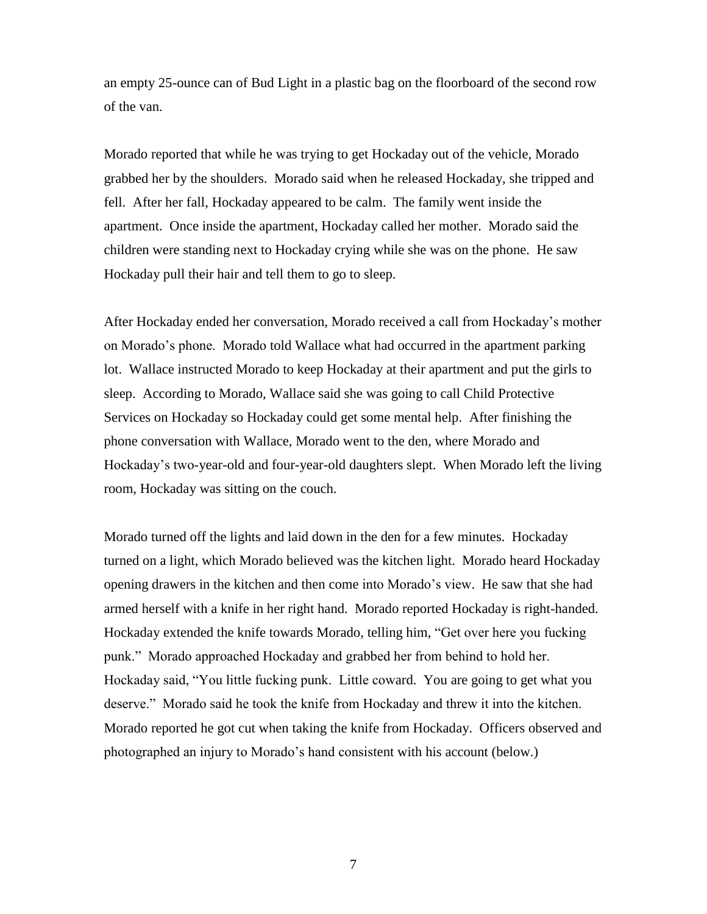an empty 25-ounce can of Bud Light in a plastic bag on the floorboard of the second row of the van.

Morado reported that while he was trying to get Hockaday out of the vehicle, Morado grabbed her by the shoulders. Morado said when he released Hockaday, she tripped and fell. After her fall, Hockaday appeared to be calm. The family went inside the apartment. Once inside the apartment, Hockaday called her mother. Morado said the children were standing next to Hockaday crying while she was on the phone. He saw Hockaday pull their hair and tell them to go to sleep.

After Hockaday ended her conversation, Morado received a call from Hockaday's mother on Morado's phone. Morado told Wallace what had occurred in the apartment parking lot. Wallace instructed Morado to keep Hockaday at their apartment and put the girls to sleep. According to Morado, Wallace said she was going to call Child Protective Services on Hockaday so Hockaday could get some mental help. After finishing the phone conversation with Wallace, Morado went to the den, where Morado and Hockaday's two-year-old and four-year-old daughters slept. When Morado left the living room, Hockaday was sitting on the couch.

Morado turned off the lights and laid down in the den for a few minutes. Hockaday turned on a light, which Morado believed was the kitchen light. Morado heard Hockaday opening drawers in the kitchen and then come into Morado's view. He saw that she had armed herself with a knife in her right hand. Morado reported Hockaday is right-handed. Hockaday extended the knife towards Morado, telling him, "Get over here you fucking punk." Morado approached Hockaday and grabbed her from behind to hold her. Hockaday said, "You little fucking punk. Little coward. You are going to get what you deserve." Morado said he took the knife from Hockaday and threw it into the kitchen. Morado reported he got cut when taking the knife from Hockaday. Officers observed and photographed an injury to Morado's hand consistent with his account (below.)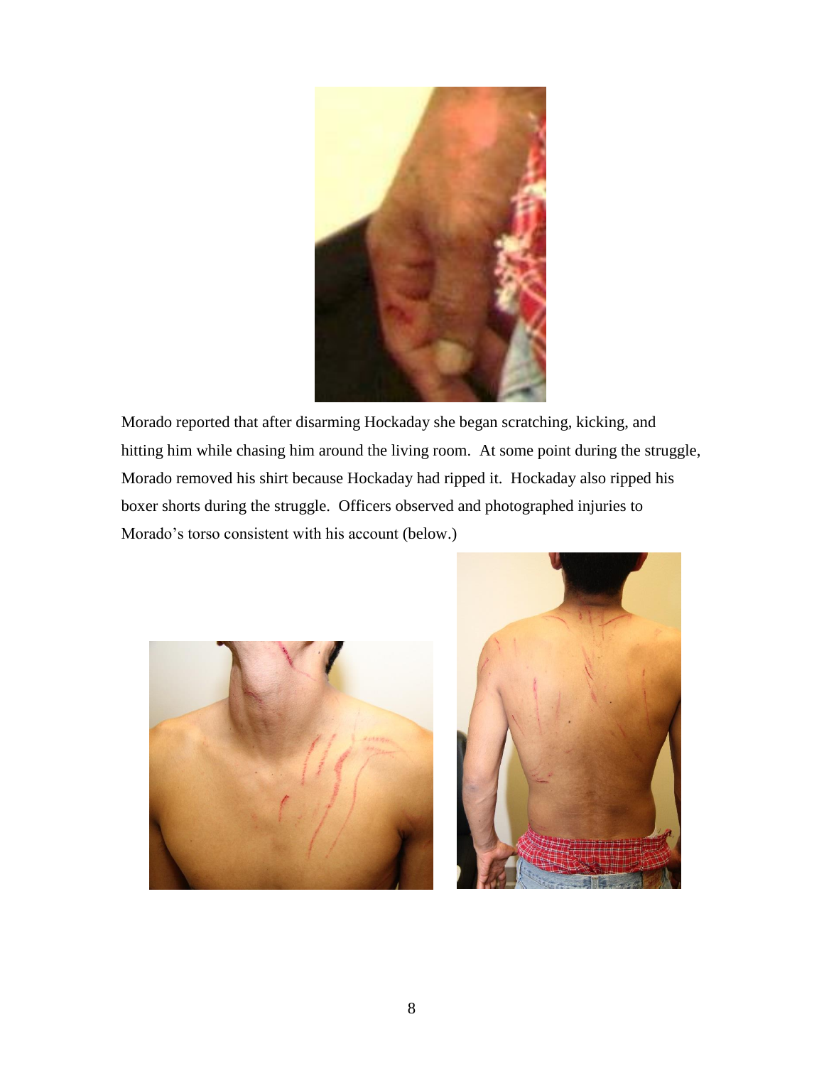Morado reported that after disarming Hockaday she began scratching, kicking, and hitting him while chasing him around the living room. At some point during the struggle, Morado removed his shirt because Hockaday had ripped it. Hockaday also ripped his boxer shorts during the struggle. Officers observed and photographed injuries to Morado's torso consistent with his account (below.)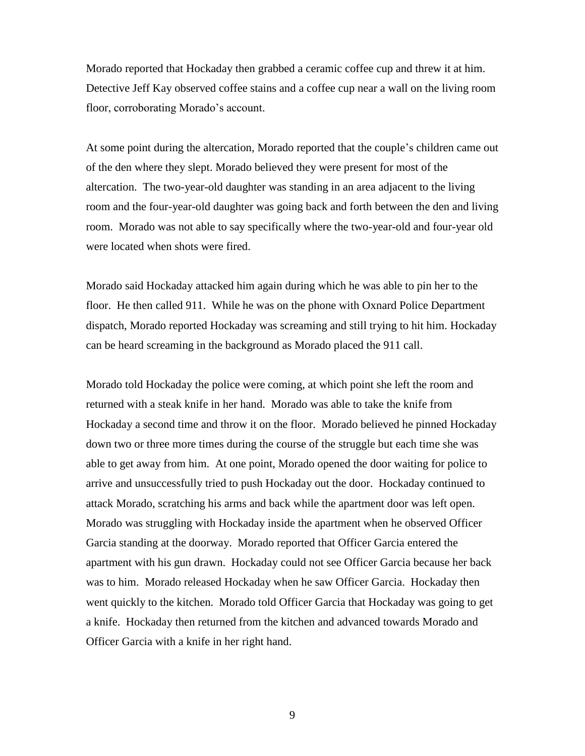Morado reported that Hockaday then grabbed a ceramic coffee cup and threw it at him. Detective Jeff Kay observed coffee stains and a coffee cup near a wall on the living room floor, corroborating Morado's account.

At some point during the altercation, Morado reported that the couple's children came out of the den where they slept. Morado believed they were present for most of the altercation. The two-year-old daughter was standing in an area adjacent to the living room and the four-year-old daughter was going back and forth between the den and living room. Morado was not able to say specifically where the two-year-old and four-year old were located when shots were fired.

Morado said Hockaday attacked him again during which he was able to pin her to the floor. He then called 911. While he was on the phone with Oxnard Police Department dispatch, Morado reported Hockaday was screaming and still trying to hit him. Hockaday can be heard screaming in the background as Morado placed the 911 call.

Morado told Hockaday the police were coming, at which point she left the room and returned with a steak knife in her hand. Morado was able to take the knife from Hockaday a second time and throw it on the floor. Morado believed he pinned Hockaday down two or three more times during the course of the struggle but each time she was able to get away from him. At one point, Morado opened the door waiting for police to arrive and unsuccessfully tried to push Hockaday out the door. Hockaday continued to attack Morado, scratching his arms and back while the apartment door was left open. Morado was struggling with Hockaday inside the apartment when he observed Officer Garcia standing at the doorway. Morado reported that Officer Garcia entered the apartment with his gun drawn. Hockaday could not see Officer Garcia because her back was to him. Morado released Hockaday when he saw Officer Garcia. Hockaday then went quickly to the kitchen. Morado told Officer Garcia that Hockaday was going to get a knife. Hockaday then returned from the kitchen and advanced towards Morado and Officer Garcia with a knife in her right hand.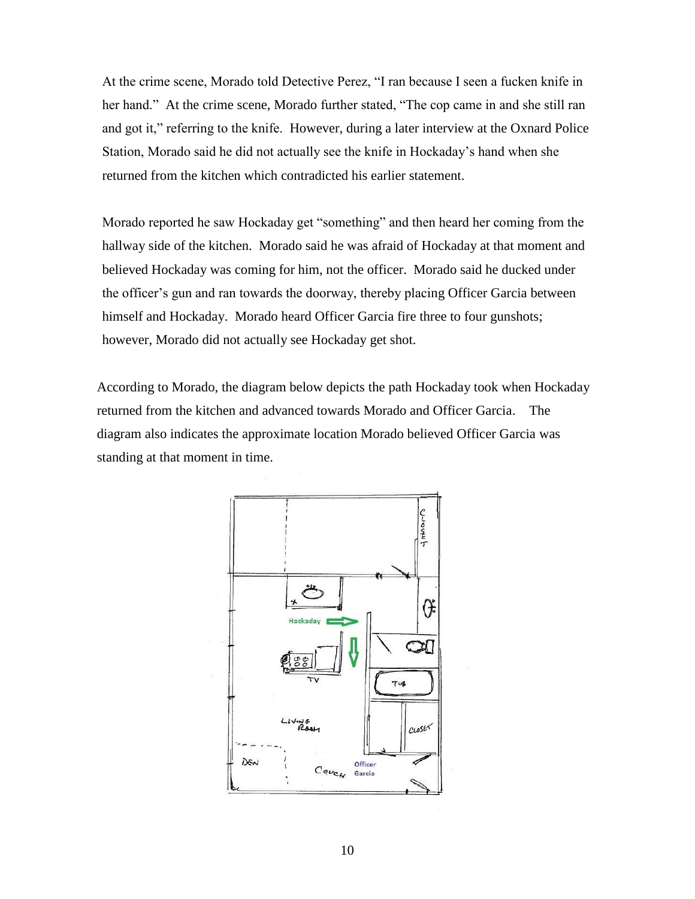At the crime scene, Morado told Detective Perez, "I ran because I seen a fucken knife in her hand." At the crime scene, Morado further stated, "The cop came in and she still ran and got it," referring to the knife. However, during a later interview at the Oxnard Police Station, Morado said he did not actually see the knife in Hockaday's hand when she returned from the kitchen which contradicted his earlier statement.

Morado reported he saw Hockaday get "something" and then heard her coming from the hallway side of the kitchen. Morado said he was afraid of Hockaday at that moment and believed Hockaday was coming for him, not the officer. Morado said he ducked under the officer's gun and ran towards the doorway, thereby placing Officer Garcia between himself and Hockaday. Morado heard Officer Garcia fire three to four gunshots; however, Morado did not actually see Hockaday get shot.

According to Morado, the diagram below depicts the path Hockaday took when Hockaday returned from the kitchen and advanced towards Morado and Officer Garcia. The diagram also indicates the approximate location Morado believed Officer Garcia was standing at that moment in time.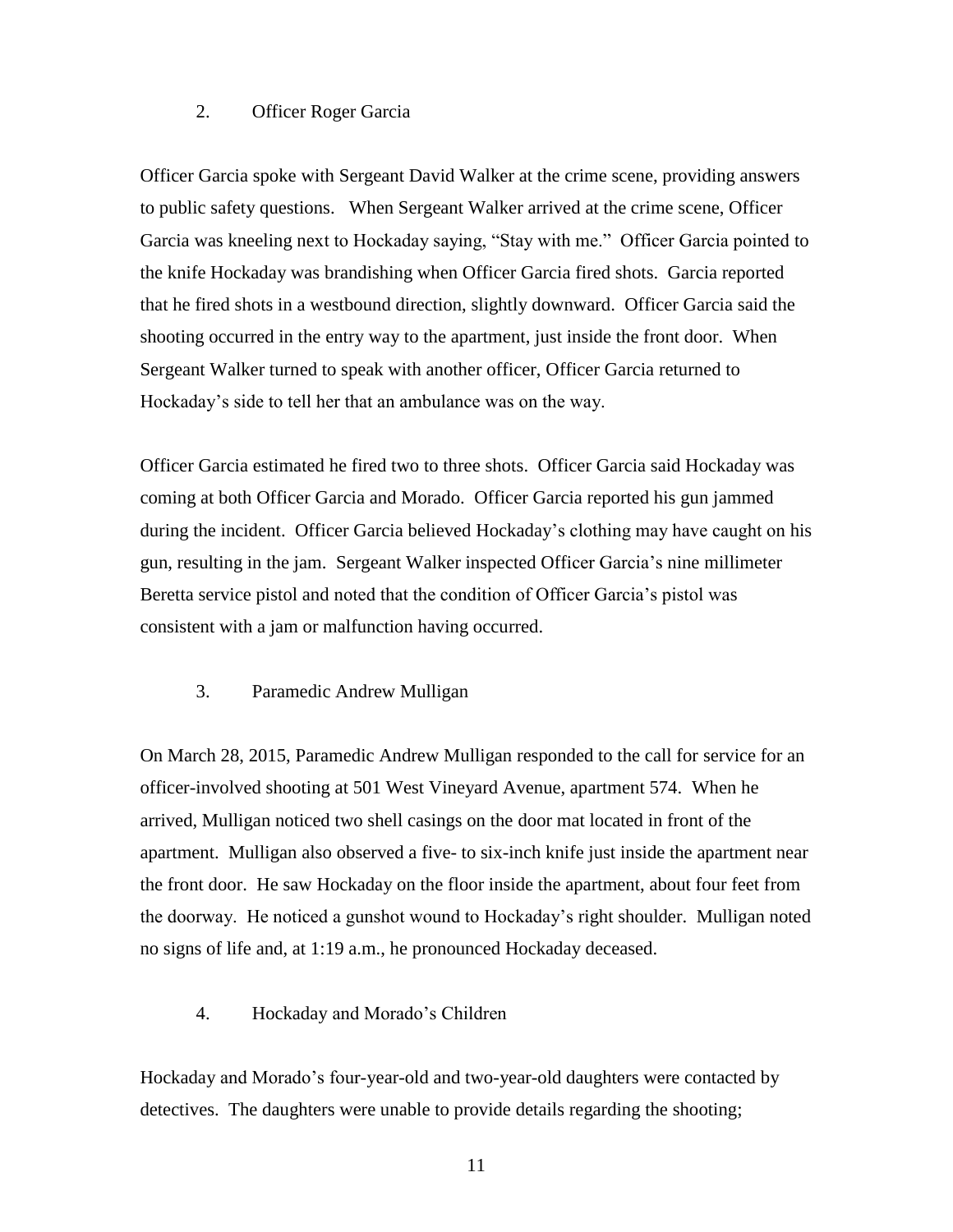### 2. Officer Roger Garcia

Officer Garcia spoke with Sergeant David Walker at the crime scene, providing answers to public safety questions. When Sergeant Walker arrived at the crime scene, Officer Garcia was kneeling next to Hockaday saying, "Stay with me." Officer Garcia pointed to the knife Hockaday was brandishing when Officer Garcia fired shots. Garcia reported that he fired shots in a westbound direction, slightly downward. Officer Garcia said the shooting occurred in the entry way to the apartment, just inside the front door. When Sergeant Walker turned to speak with another officer, Officer Garcia returned to Hockaday's side to tell her that an ambulance was on the way.

Officer Garcia estimated he fired two to three shots. Officer Garcia said Hockaday was coming at both Officer Garcia and Morado. Officer Garcia reported his gun jammed during the incident. Officer Garcia believed Hockaday's clothing may have caught on his gun, resulting in the jam. Sergeant Walker inspected Officer Garcia's nine millimeter Beretta service pistol and noted that the condition of Officer Garcia's pistol was consistent with a jam or malfunction having occurred.

### 3. Paramedic Andrew Mulligan

On March 28, 2015, Paramedic Andrew Mulligan responded to the call for service for an officer-involved shooting at 501 West Vineyard Avenue, apartment 574. When he arrived, Mulligan noticed two shell casings on the door mat located in front of the apartment. Mulligan also observed a five- to six-inch knife just inside the apartment near the front door. He saw Hockaday on the floor inside the apartment, about four feet from the doorway. He noticed a gunshot wound to Hockaday's right shoulder. Mulligan noted no signs of life and, at 1:19 a.m., he pronounced Hockaday deceased.

### 4. Hockaday and Morado's Children

Hockaday and Morado's four-year-old and two-year-old daughters were contacted by detectives. The daughters were unable to provide details regarding the shooting;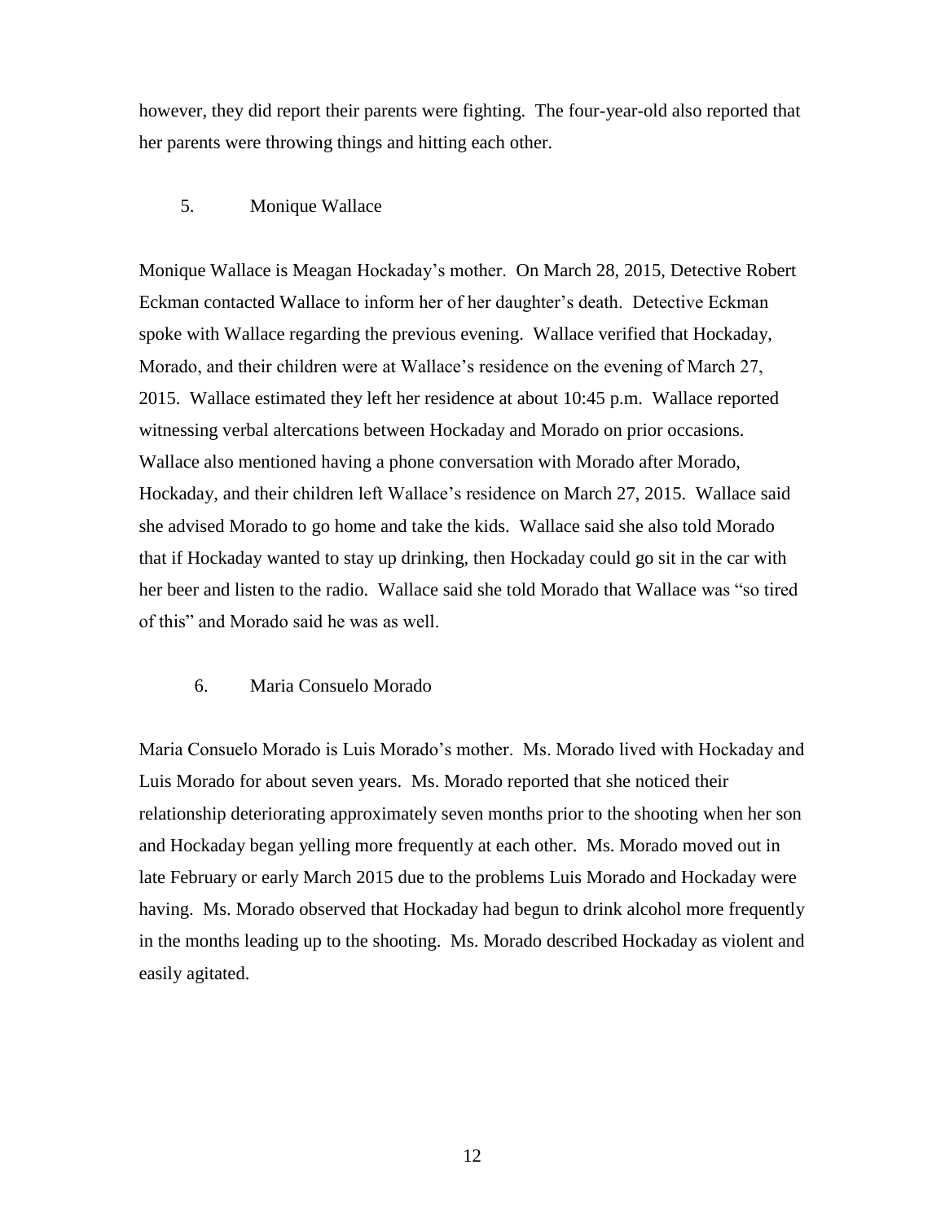however, they did report their parents were fighting. The four-year-old also reported that her parents were throwing things and hitting each other.

5. Monique Wallace

Monique Wallace is Meagan Hockaday's mother. On March 28, 2015, Detective Robert Eckman contacted Wallace to inform her of her daughter's death. Detective Eckman spoke with Wallace regarding the previous evening. Wallace verified that Hockaday, Morado, and their children were at Wallace's residence on the evening of March 27, 2015. Wallace estimated they left her residence at about 10:45 p.m. Wallace reported witnessing verbal altercations between Hockaday and Morado on prior occasions. Wallace also mentioned having a phone conversation with Morado after Morado, Hockaday, and their children left Wallace's residence on March 27, 2015. Wallace said she advised Morado to go home and take the kids. Wallace said she also told Morado that if Hockaday wanted to stay up drinking, then Hockaday could go sit in the car with her beer and listen to the radio. Wallace said she told Morado that Wallace was "so tired of this" and Morado said he was as well.

6. Maria Consuelo Morado

Maria Consuelo Morado is Luis Morado's mother. Ms. Morado lived with Hockaday and Luis Morado for about seven years. Ms. Morado reported that she noticed their relationship deteriorating approximately seven months prior to the shooting when her son and Hockaday began yelling more frequently at each other. Ms. Morado moved out in late February or early March 2015 due to the problems Luis Morado and Hockaday were having. Ms. Morado observed that Hockaday had begun to drink alcohol more frequently in the months leading up to the shooting. Ms. Morado described Hockaday as violent and easily agitated.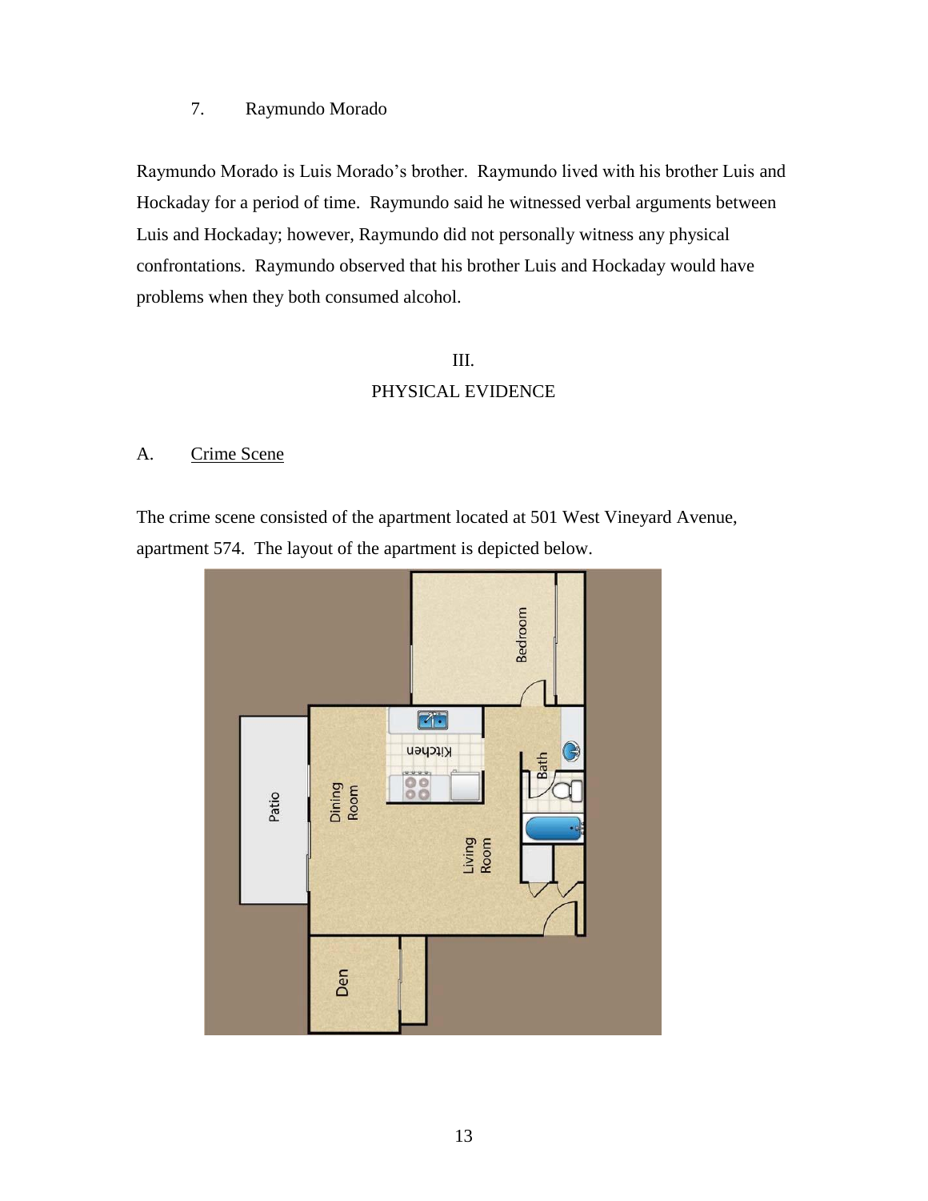7. Raymundo Morado

Raymundo Morado is Luis Morado's brother. Raymundo lived with his brother Luis and Hockaday for a period of time. Raymundo said he witnessed verbal arguments between Luis and Hockaday; however, Raymundo did not personally witness any physical confrontations. Raymundo observed that his brother Luis and Hockaday would have problems when they both consumed alcohol.

## III.
## PHYSICAL EVIDENCE

### A. Crime Scene

The crime scene consisted of the apartment located at 501 West Vineyard Avenue, apartment 574. The layout of the apartment is depicted below.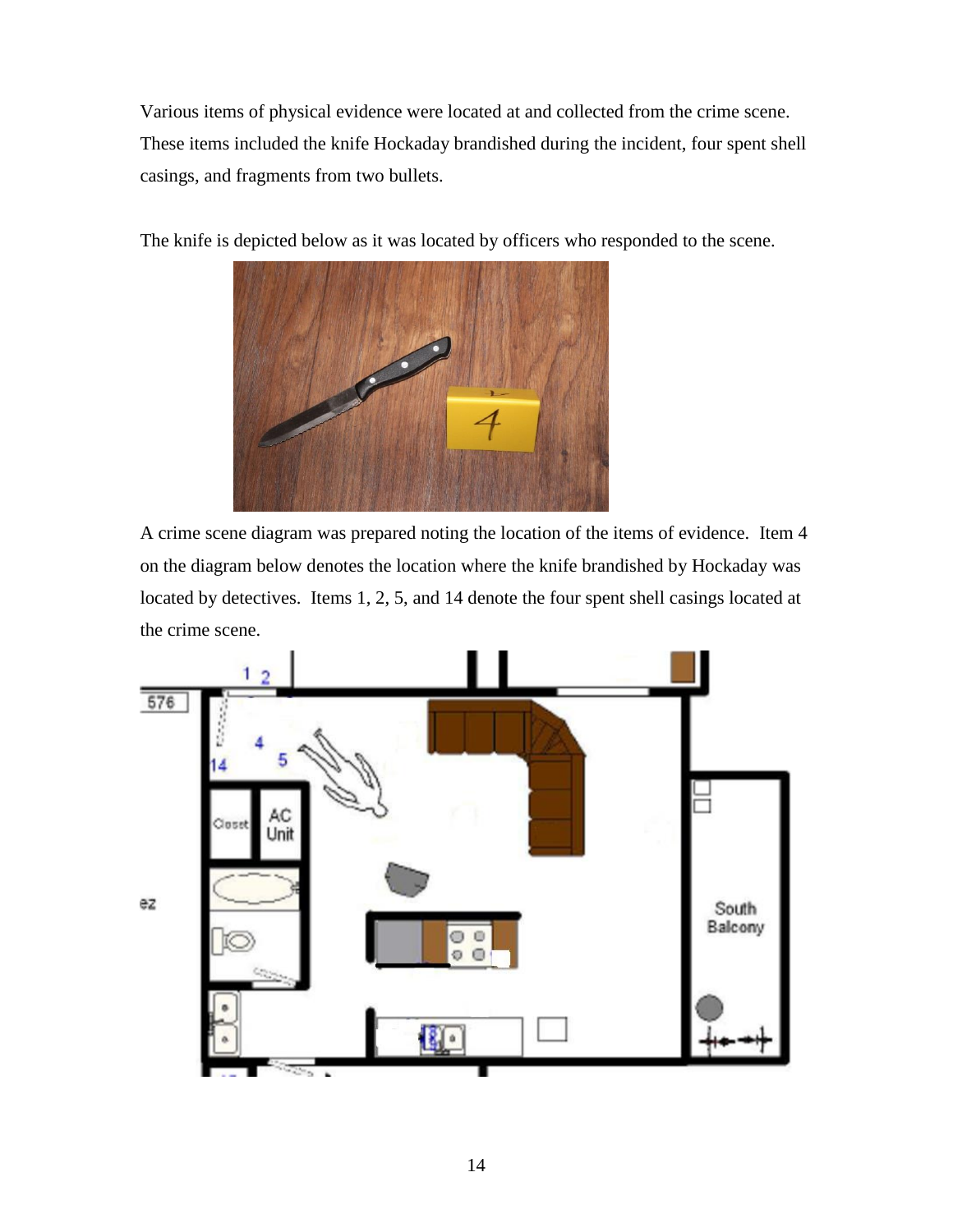Various items of physical evidence were located at and collected from the crime scene. These items included the knife Hockaday brandished during the incident, four spent shell casings, and fragments from two bullets.

The knife is depicted below as it was located by officers who responded to the scene.

A crime scene diagram was prepared noting the location of the items of evidence. Item 4 on the diagram below denotes the location where the knife brandished by Hockaday was located by detectives. Items 1, 2, 5, and 14 denote the four spent shell casings located at the crime scene.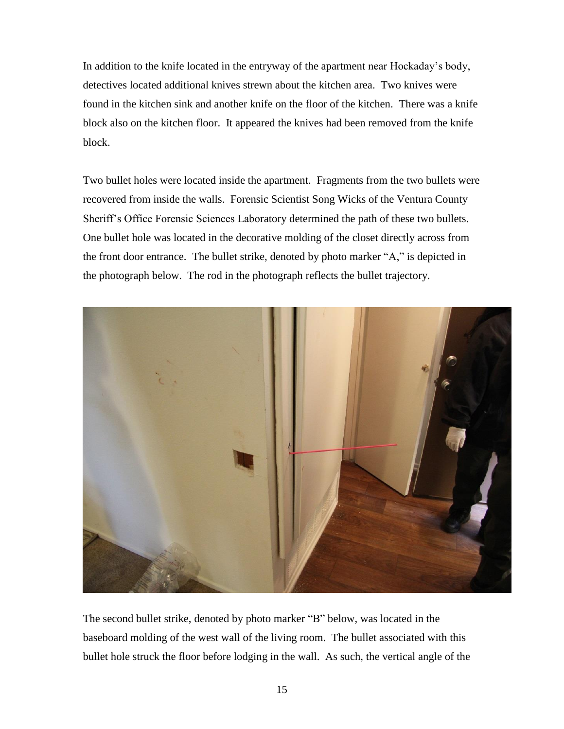In addition to the knife located in the entryway of the apartment near Hockaday's body, detectives located additional knives strewn about the kitchen area. Two knives were found in the kitchen sink and another knife on the floor of the kitchen. There was a knife block also on the kitchen floor. It appeared the knives had been removed from the knife block.

Two bullet holes were located inside the apartment. Fragments from the two bullets were recovered from inside the walls. Forensic Scientist Song Wicks of the Ventura County Sheriff's Office Forensic Sciences Laboratory determined the path of these two bullets. One bullet hole was located in the decorative molding of the closet directly across from the front door entrance. The bullet strike, denoted by photo marker "A," is depicted in the photograph below. The rod in the photograph reflects the bullet trajectory.

The second bullet strike, denoted by photo marker "B" below, was located in the baseboard molding of the west wall of the living room. The bullet associated with this bullet hole struck the floor before lodging in the wall. As such, the vertical angle of the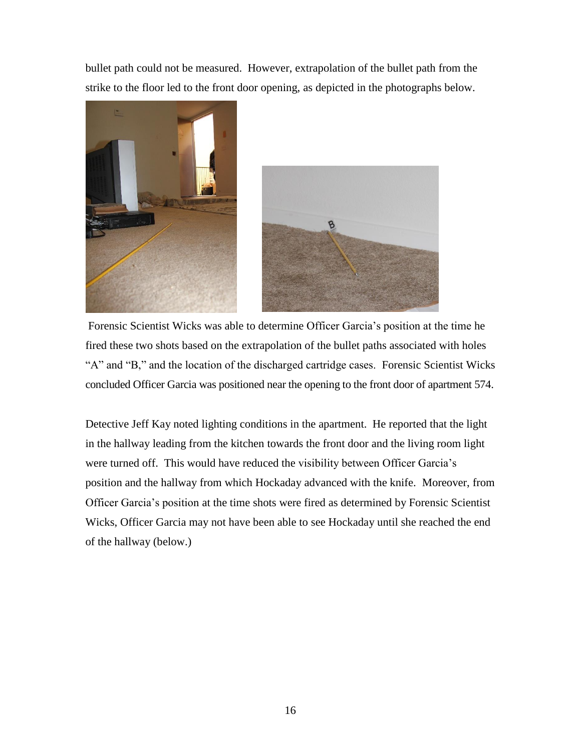bullet path could not be measured. However, extrapolation of the bullet path from the strike to the floor led to the front door opening, as depicted in the photographs below.

Forensic Scientist Wicks was able to determine Officer Garcia's position at the time he fired these two shots based on the extrapolation of the bullet paths associated with holes "A" and "B," and the location of the discharged cartridge cases. Forensic Scientist Wicks concluded Officer Garcia was positioned near the opening to the front door of apartment 574.

Detective Jeff Kay noted lighting conditions in the apartment. He reported that the light in the hallway leading from the kitchen towards the front door and the living room light were turned off. This would have reduced the visibility between Officer Garcia's position and the hallway from which Hockaday advanced with the knife. Moreover, from Officer Garcia's position at the time shots were fired as determined by Forensic Scientist Wicks, Officer Garcia may not have been able to see Hockaday until she reached the end of the hallway (below.)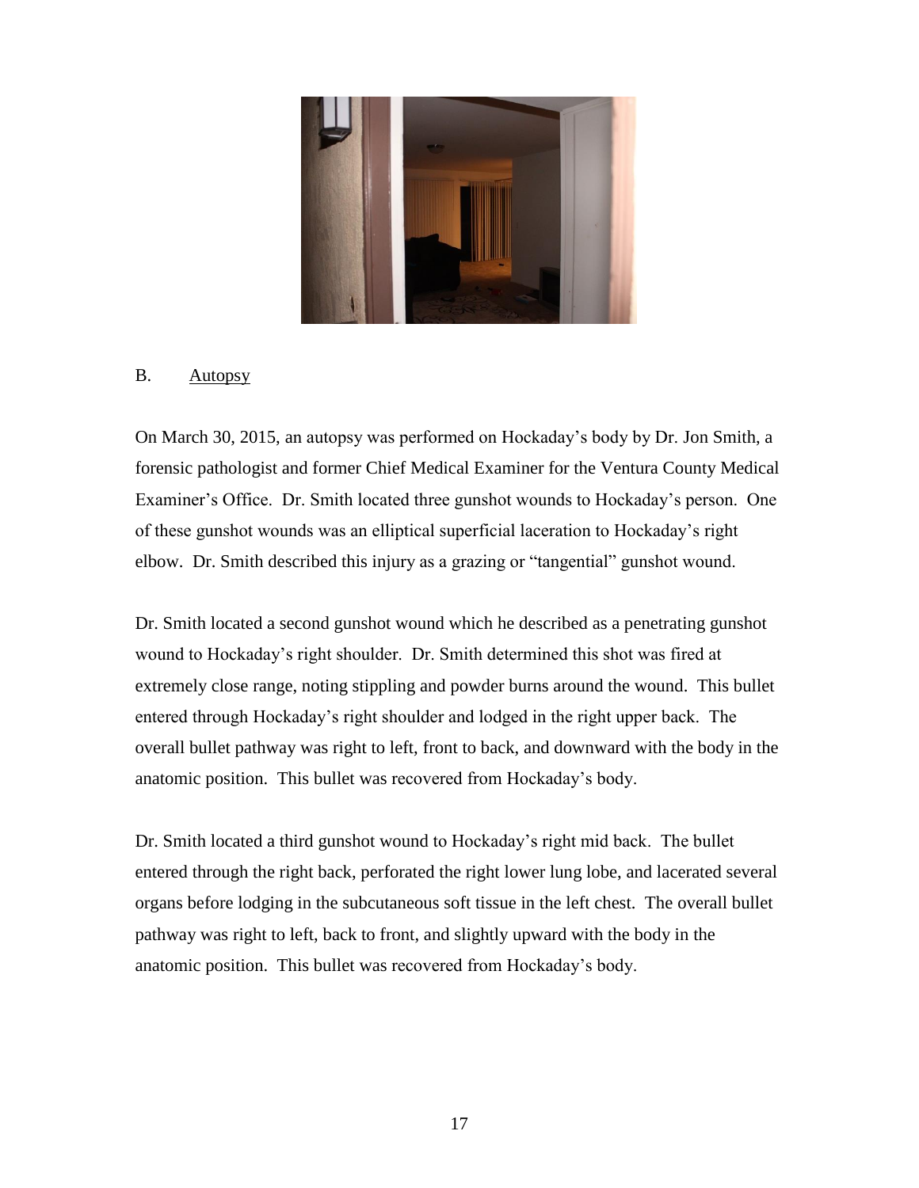## B. Autopsy

On March 30, 2015, an autopsy was performed on Hockaday's body by Dr. Jon Smith, a forensic pathologist and former Chief Medical Examiner for the Ventura County Medical Examiner's Office. Dr. Smith located three gunshot wounds to Hockaday's person. One of these gunshot wounds was an elliptical superficial laceration to Hockaday's right elbow. Dr. Smith described this injury as a grazing or "tangential" gunshot wound.

Dr. Smith located a second gunshot wound which he described as a penetrating gunshot wound to Hockaday's right shoulder. Dr. Smith determined this shot was fired at extremely close range, noting stippling and powder burns around the wound. This bullet entered through Hockaday's right shoulder and lodged in the right upper back. The overall bullet pathway was right to left, front to back, and downward with the body in the anatomic position. This bullet was recovered from Hockaday's body.

Dr. Smith located a third gunshot wound to Hockaday's right mid back. The bullet entered through the right back, perforated the right lower lung lobe, and lacerated several organs before lodging in the subcutaneous soft tissue in the left chest. The overall bullet pathway was right to left, back to front, and slightly upward with the body in the anatomic position. This bullet was recovered from Hockaday's body.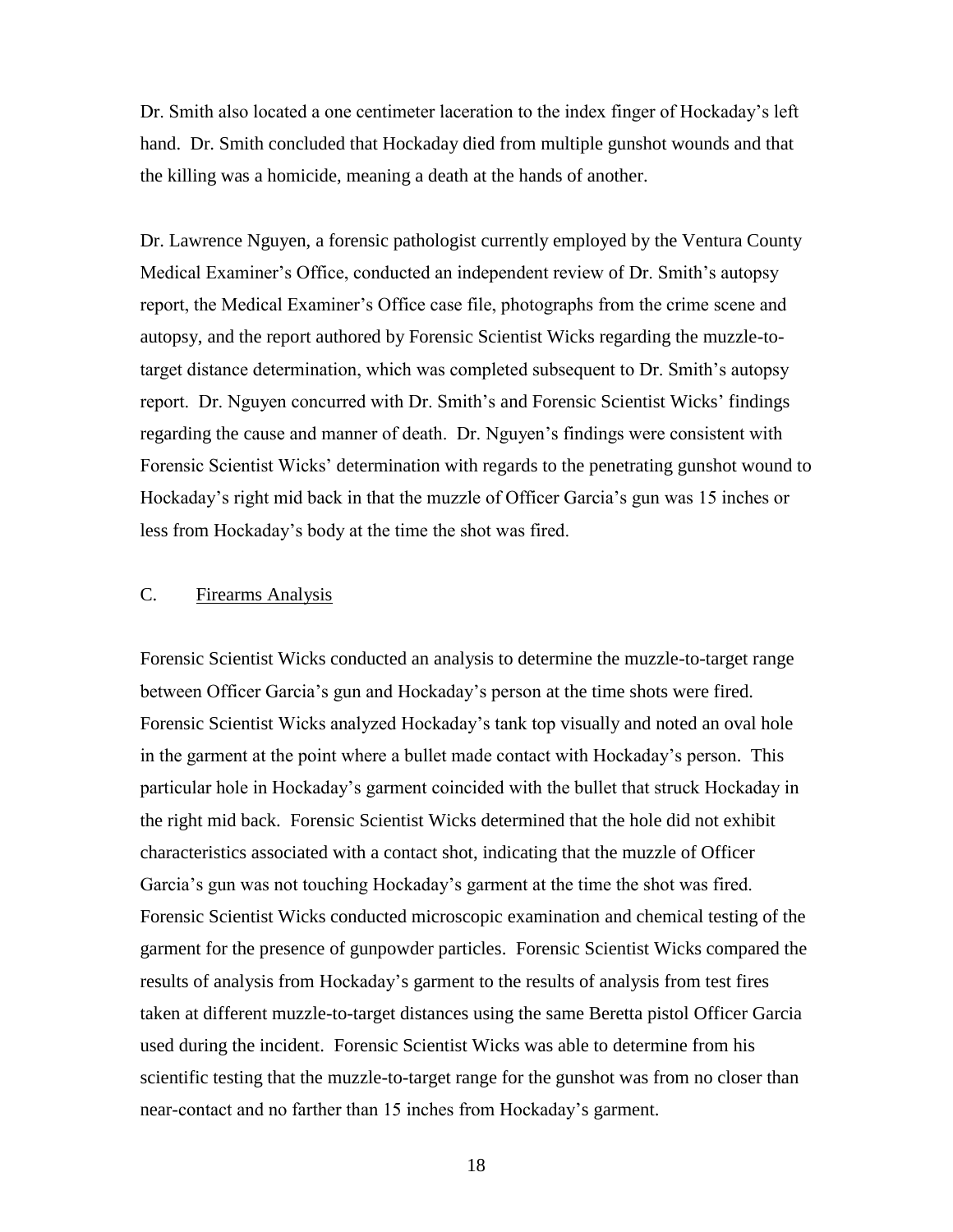Dr. Smith also located a one centimeter laceration to the index finger of Hockaday's left hand. Dr. Smith concluded that Hockaday died from multiple gunshot wounds and that the killing was a homicide, meaning a death at the hands of another.

Dr. Lawrence Nguyen, a forensic pathologist currently employed by the Ventura County Medical Examiner's Office, conducted an independent review of Dr. Smith's autopsy report, the Medical Examiner's Office case file, photographs from the crime scene and autopsy, and the report authored by Forensic Scientist Wicks regarding the muzzle-to-target distance determination, which was completed subsequent to Dr. Smith's autopsy report. Dr. Nguyen concurred with Dr. Smith's and Forensic Scientist Wicks' findings regarding the cause and manner of death. Dr. Nguyen's findings were consistent with Forensic Scientist Wicks' determination with regards to the penetrating gunshot wound to Hockaday's right mid back in that the muzzle of Officer Garcia's gun was 15 inches or less from Hockaday's body at the time the shot was fired.

### C. Firearms Analysis

Forensic Scientist Wicks conducted an analysis to determine the muzzle-to-target range between Officer Garcia's gun and Hockaday's person at the time shots were fired. Forensic Scientist Wicks analyzed Hockaday's tank top visually and noted an oval hole in the garment at the point where a bullet made contact with Hockaday's person. This particular hole in Hockaday's garment coincided with the bullet that struck Hockaday in the right mid back. Forensic Scientist Wicks determined that the hole did not exhibit characteristics associated with a contact shot, indicating that the muzzle of Officer Garcia's gun was not touching Hockaday's garment at the time the shot was fired. Forensic Scientist Wicks conducted microscopic examination and chemical testing of the garment for the presence of gunpowder particles. Forensic Scientist Wicks compared the results of analysis from Hockaday's garment to the results of analysis from test fires taken at different muzzle-to-target distances using the same Beretta pistol Officer Garcia used during the incident. Forensic Scientist Wicks was able to determine from his scientific testing that the muzzle-to-target range for the gunshot was from no closer than near-contact and no farther than 15 inches from Hockaday's garment.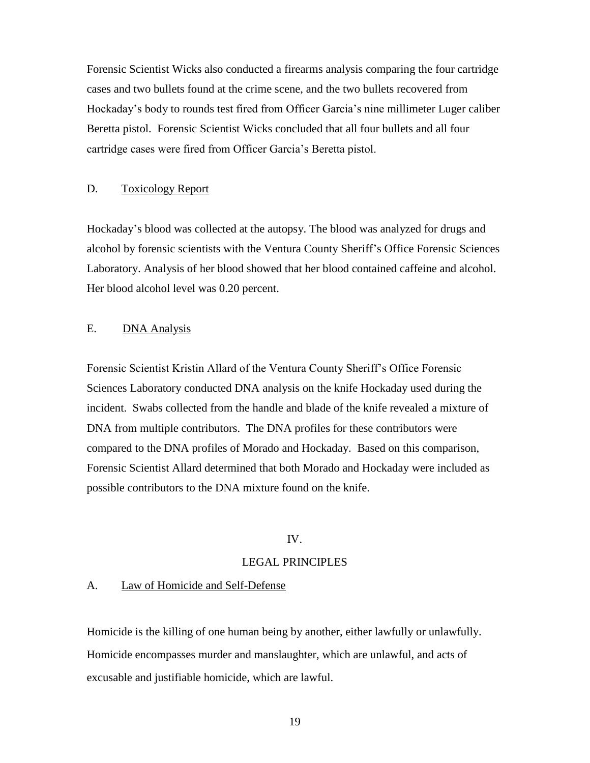Forensic Scientist Wicks also conducted a firearms analysis comparing the four cartridge cases and two bullets found at the crime scene, and the two bullets recovered from Hockaday's body to rounds test fired from Officer Garcia's nine millimeter Luger caliber Beretta pistol. Forensic Scientist Wicks concluded that all four bullets and all four cartridge cases were fired from Officer Garcia's Beretta pistol.

### D. Toxicology Report

Hockaday's blood was collected at the autopsy. The blood was analyzed for drugs and alcohol by forensic scientists with the Ventura County Sheriff's Office Forensic Sciences Laboratory. Analysis of her blood showed that her blood contained caffeine and alcohol. Her blood alcohol level was 0.20 percent.

### E. DNA Analysis

Forensic Scientist Kristin Allard of the Ventura County Sheriff's Office Forensic Sciences Laboratory conducted DNA analysis on the knife Hockaday used during the incident. Swabs collected from the handle and blade of the knife revealed a mixture of DNA from multiple contributors. The DNA profiles for these contributors were compared to the DNA profiles of Morado and Hockaday. Based on this comparison, Forensic Scientist Allard determined that both Morado and Hockaday were included as possible contributors to the DNA mixture found on the knife.

## IV.

## LEGAL PRINCIPLES

### A. Law of Homicide and Self-Defense

Homicide is the killing of one human being by another, either lawfully or unlawfully. Homicide encompasses murder and manslaughter, which are unlawful, and acts of excusable and justifiable homicide, which are lawful.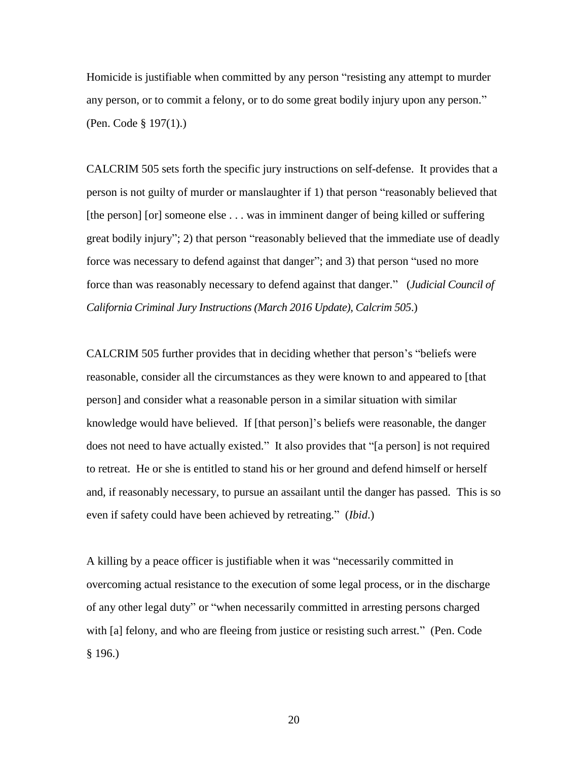Homicide is justifiable when committed by any person "resisting any attempt to murder any person, or to commit a felony, or to do some great bodily injury upon any person." (Pen. Code § 197(1).)

CALCRIM 505 sets forth the specific jury instructions on self-defense. It provides that a person is not guilty of murder or manslaughter if 1) that person "reasonably believed that [the person] [or] someone else . . . was in imminent danger of being killed or suffering great bodily injury"; 2) that person "reasonably believed that the immediate use of deadly force was necessary to defend against that danger"; and 3) that person "used no more force than was reasonably necessary to defend against that danger." (*Judicial Council of California Criminal Jury Instructions (March 2016 Update), Calcrim 505*.)

CALCRIM 505 further provides that in deciding whether that person's "beliefs were reasonable, consider all the circumstances as they were known to and appeared to [that person] and consider what a reasonable person in a similar situation with similar knowledge would have believed. If [that person]'s beliefs were reasonable, the danger does not need to have actually existed." It also provides that "[a person] is not required to retreat. He or she is entitled to stand his or her ground and defend himself or herself and, if reasonably necessary, to pursue an assailant until the danger has passed. This is so even if safety could have been achieved by retreating." (*Ibid*.)

A killing by a peace officer is justifiable when it was "necessarily committed in overcoming actual resistance to the execution of some legal process, or in the discharge of any other legal duty" or "when necessarily committed in arresting persons charged with [a] felony, and who are fleeing from justice or resisting such arrest." (Pen. Code § 196.)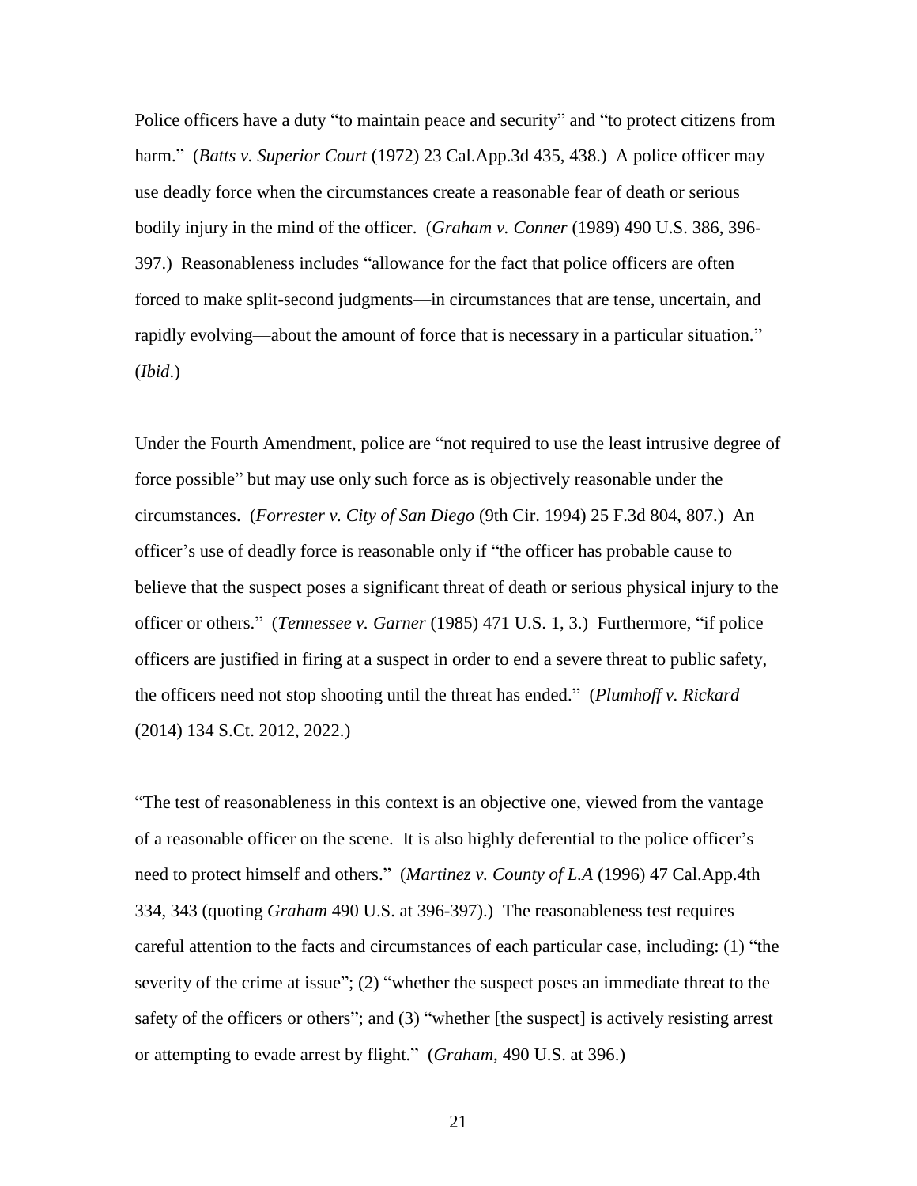Police officers have a duty "to maintain peace and security" and "to protect citizens from harm." (*Batts v. Superior Court* (1972) 23 Cal.App.3d 435, 438.) A police officer may use deadly force when the circumstances create a reasonable fear of death or serious bodily injury in the mind of the officer. (*Graham v. Conner* (1989) 490 U.S. 386, 396-397.) Reasonableness includes "allowance for the fact that police officers are often forced to make split-second judgments—in circumstances that are tense, uncertain, and rapidly evolving—about the amount of force that is necessary in a particular situation." (*Ibid*.)

Under the Fourth Amendment, police are "not required to use the least intrusive degree of force possible" but may use only such force as is objectively reasonable under the circumstances. (*Forrester v. City of San Diego* (9th Cir. 1994) 25 F.3d 804, 807.) An officer's use of deadly force is reasonable only if "the officer has probable cause to believe that the suspect poses a significant threat of death or serious physical injury to the officer or others." (*Tennessee v. Garner* (1985) 471 U.S. 1, 3.) Furthermore, "if police officers are justified in firing at a suspect in order to end a severe threat to public safety, the officers need not stop shooting until the threat has ended." (*Plumhoff v. Rickard* (2014) 134 S.Ct. 2012, 2022.)

"The test of reasonableness in this context is an objective one, viewed from the vantage of a reasonable officer on the scene. It is also highly deferential to the police officer's need to protect himself and others." (*Martinez v. County of L.A* (1996) 47 Cal.App.4th 334, 343 (quoting *Graham* 490 U.S. at 396-397).) The reasonableness test requires careful attention to the facts and circumstances of each particular case, including: (1) "the severity of the crime at issue"; (2) "whether the suspect poses an immediate threat to the safety of the officers or others"; and (3) "whether [the suspect] is actively resisting arrest or attempting to evade arrest by flight." (*Graham*, 490 U.S. at 396.)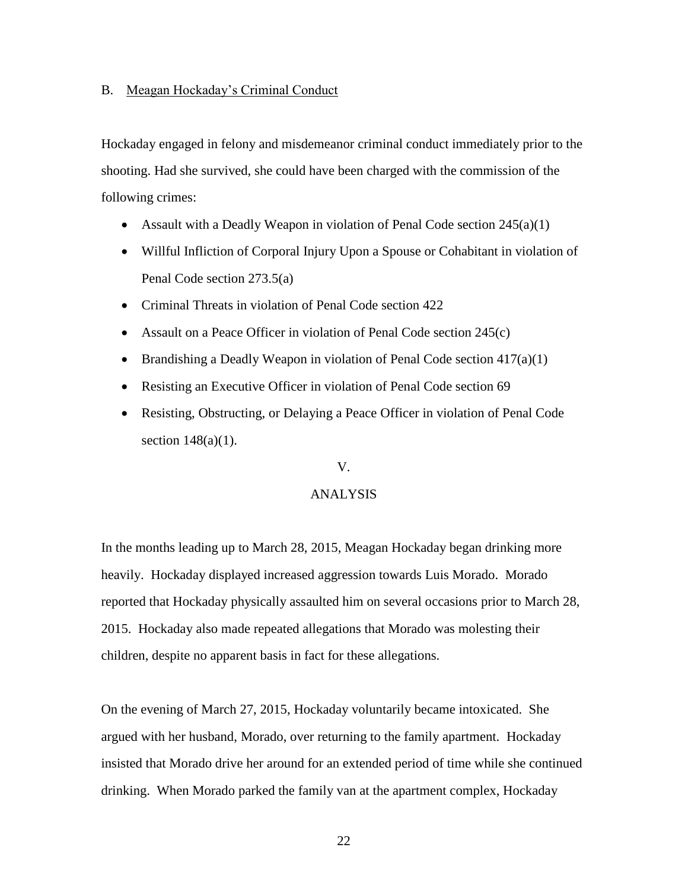### B. Meagan Hockaday's Criminal Conduct

Hockaday engaged in felony and misdemeanor criminal conduct immediately prior to the shooting. Had she survived, she could have been charged with the commission of the following crimes:

- Assault with a Deadly Weapon in violation of Penal Code section 245(a)(1)
- Willful Infliction of Corporal Injury Upon a Spouse or Cohabitant in violation of Penal Code section 273.5(a)
- Criminal Threats in violation of Penal Code section 422
- Assault on a Peace Officer in violation of Penal Code section 245(c)
- Brandishing a Deadly Weapon in violation of Penal Code section 417(a)(1)
- Resisting an Executive Officer in violation of Penal Code section 69
- Resisting, Obstructing, or Delaying a Peace Officer in violation of Penal Code section 148(a)(1).

## V.

## ANALYSIS

In the months leading up to March 28, 2015, Meagan Hockaday began drinking more heavily. Hockaday displayed increased aggression towards Luis Morado. Morado reported that Hockaday physically assaulted him on several occasions prior to March 28, 2015. Hockaday also made repeated allegations that Morado was molesting their children, despite no apparent basis in fact for these allegations.

On the evening of March 27, 2015, Hockaday voluntarily became intoxicated. She argued with her husband, Morado, over returning to the family apartment. Hockaday insisted that Morado drive her around for an extended period of time while she continued drinking. When Morado parked the family van at the apartment complex, Hockaday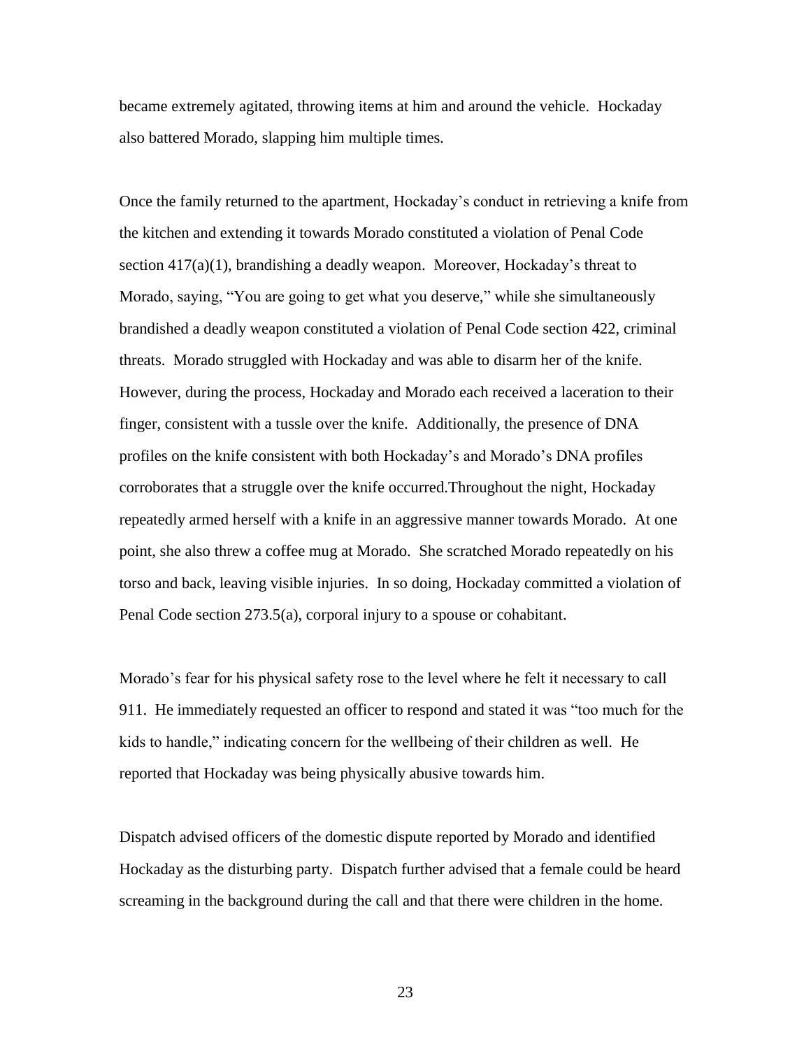became extremely agitated, throwing items at him and around the vehicle. Hockaday also battered Morado, slapping him multiple times.

Once the family returned to the apartment, Hockaday's conduct in retrieving a knife from the kitchen and extending it towards Morado constituted a violation of Penal Code section 417(a)(1), brandishing a deadly weapon. Moreover, Hockaday's threat to Morado, saying, "You are going to get what you deserve," while she simultaneously brandished a deadly weapon constituted a violation of Penal Code section 422, criminal threats. Morado struggled with Hockaday and was able to disarm her of the knife. However, during the process, Hockaday and Morado each received a laceration to their finger, consistent with a tussle over the knife. Additionally, the presence of DNA profiles on the knife consistent with both Hockaday's and Morado's DNA profiles corroborates that a struggle over the knife occurred.Throughout the night, Hockaday repeatedly armed herself with a knife in an aggressive manner towards Morado. At one point, she also threw a coffee mug at Morado. She scratched Morado repeatedly on his torso and back, leaving visible injuries. In so doing, Hockaday committed a violation of Penal Code section 273.5(a), corporal injury to a spouse or cohabitant.

Morado's fear for his physical safety rose to the level where he felt it necessary to call 911. He immediately requested an officer to respond and stated it was "too much for the kids to handle," indicating concern for the wellbeing of their children as well. He reported that Hockaday was being physically abusive towards him.

Dispatch advised officers of the domestic dispute reported by Morado and identified Hockaday as the disturbing party. Dispatch further advised that a female could be heard screaming in the background during the call and that there were children in the home.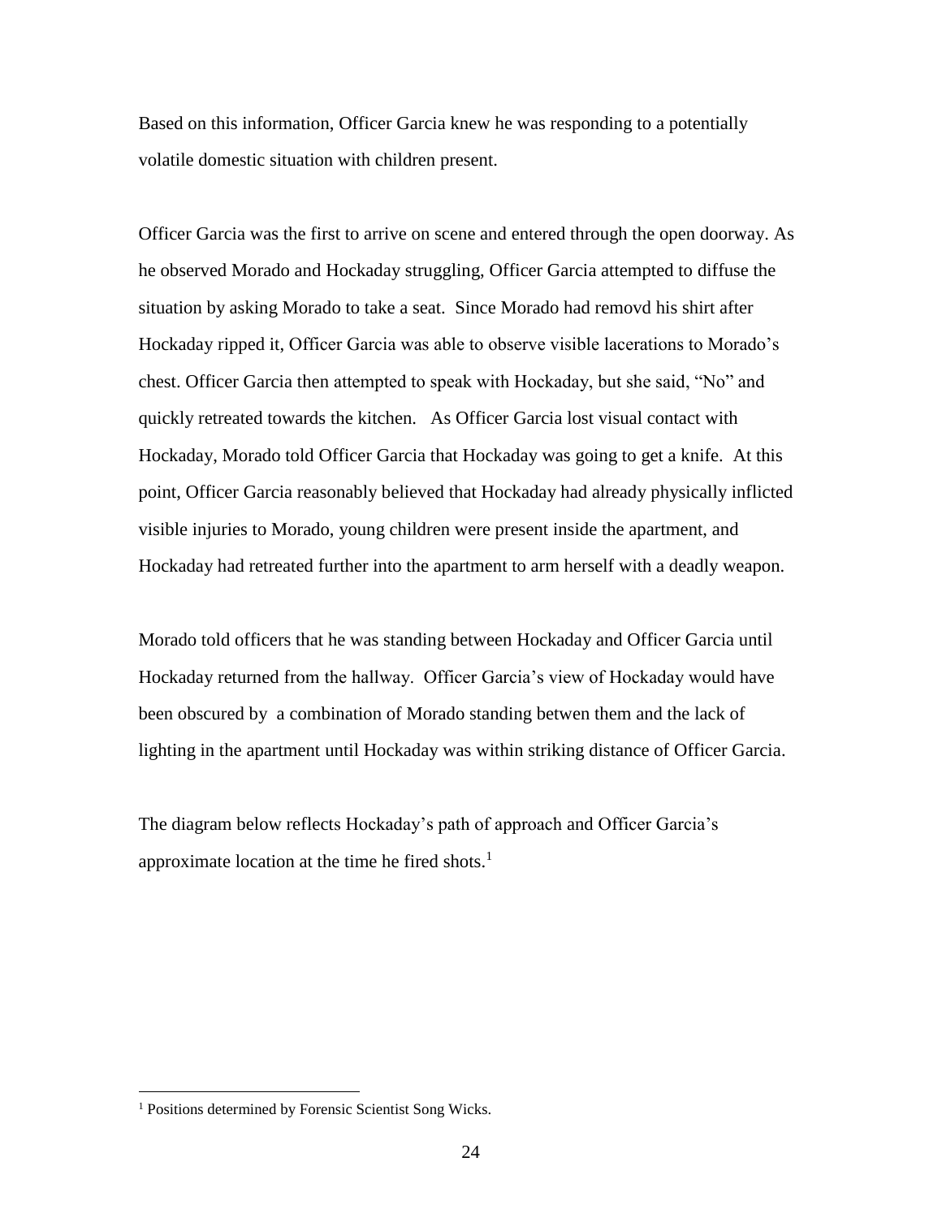Based on this information, Officer Garcia knew he was responding to a potentially volatile domestic situation with children present.

Officer Garcia was the first to arrive on scene and entered through the open doorway. As he observed Morado and Hockaday struggling, Officer Garcia attempted to diffuse the situation by asking Morado to take a seat. Since Morado had removd his shirt after Hockaday ripped it, Officer Garcia was able to observe visible lacerations to Morado's chest. Officer Garcia then attempted to speak with Hockaday, but she said, "No" and quickly retreated towards the kitchen. As Officer Garcia lost visual contact with Hockaday, Morado told Officer Garcia that Hockaday was going to get a knife. At this point, Officer Garcia reasonably believed that Hockaday had already physically inflicted visible injuries to Morado, young children were present inside the apartment, and Hockaday had retreated further into the apartment to arm herself with a deadly weapon.

Morado told officers that he was standing between Hockaday and Officer Garcia until Hockaday returned from the hallway. Officer Garcia's view of Hockaday would have been obscured by a combination of Morado standing betwen them and the lack of lighting in the apartment until Hockaday was within striking distance of Officer Garcia.

The diagram below reflects Hockaday's path of approach and Officer Garcia's approximate location at the time he fired shots.[1]

[1] Positions determined by Forensic Scientist Song Wicks.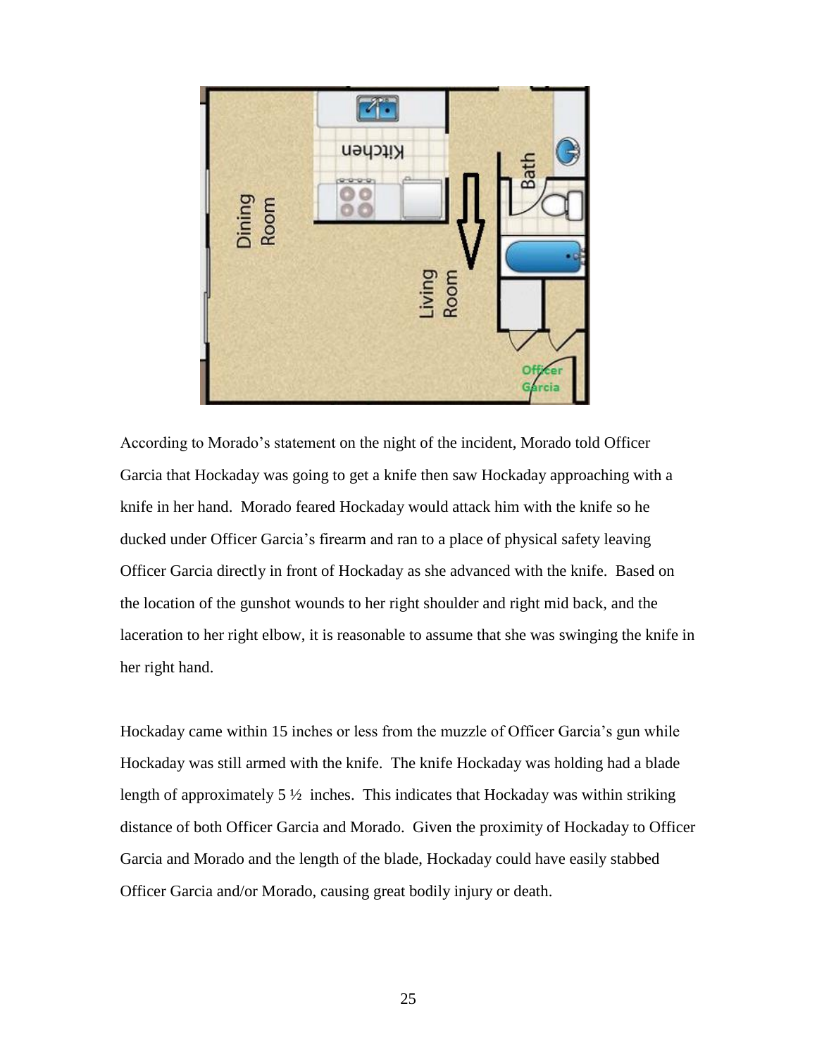According to Morado's statement on the night of the incident, Morado told Officer Garcia that Hockaday was going to get a knife then saw Hockaday approaching with a knife in her hand. Morado feared Hockaday would attack him with the knife so he ducked under Officer Garcia's firearm and ran to a place of physical safety leaving Officer Garcia directly in front of Hockaday as she advanced with the knife. Based on the location of the gunshot wounds to her right shoulder and right mid back, and the laceration to her right elbow, it is reasonable to assume that she was swinging the knife in her right hand.

Hockaday came within 15 inches or less from the muzzle of Officer Garcia's gun while Hockaday was still armed with the knife. The knife Hockaday was holding had a blade length of approximately 5 ½ inches. This indicates that Hockaday was within striking distance of both Officer Garcia and Morado. Given the proximity of Hockaday to Officer Garcia and Morado and the length of the blade, Hockaday could have easily stabbed Officer Garcia and/or Morado, causing great bodily injury or death.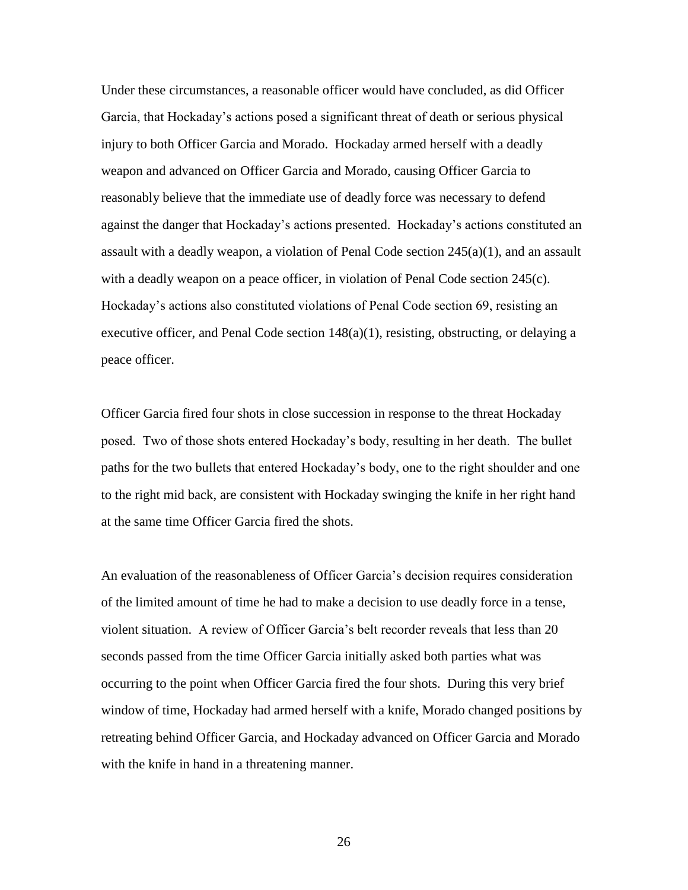Under these circumstances, a reasonable officer would have concluded, as did Officer Garcia, that Hockaday's actions posed a significant threat of death or serious physical injury to both Officer Garcia and Morado. Hockaday armed herself with a deadly weapon and advanced on Officer Garcia and Morado, causing Officer Garcia to reasonably believe that the immediate use of deadly force was necessary to defend against the danger that Hockaday's actions presented. Hockaday's actions constituted an assault with a deadly weapon, a violation of Penal Code section 245(a)(1), and an assault with a deadly weapon on a peace officer, in violation of Penal Code section 245(c). Hockaday's actions also constituted violations of Penal Code section 69, resisting an executive officer, and Penal Code section 148(a)(1), resisting, obstructing, or delaying a peace officer.

Officer Garcia fired four shots in close succession in response to the threat Hockaday posed. Two of those shots entered Hockaday's body, resulting in her death. The bullet paths for the two bullets that entered Hockaday's body, one to the right shoulder and one to the right mid back, are consistent with Hockaday swinging the knife in her right hand at the same time Officer Garcia fired the shots.

An evaluation of the reasonableness of Officer Garcia's decision requires consideration of the limited amount of time he had to make a decision to use deadly force in a tense, violent situation. A review of Officer Garcia's belt recorder reveals that less than 20 seconds passed from the time Officer Garcia initially asked both parties what was occurring to the point when Officer Garcia fired the four shots. During this very brief window of time, Hockaday had armed herself with a knife, Morado changed positions by retreating behind Officer Garcia, and Hockaday advanced on Officer Garcia and Morado with the knife in hand in a threatening manner.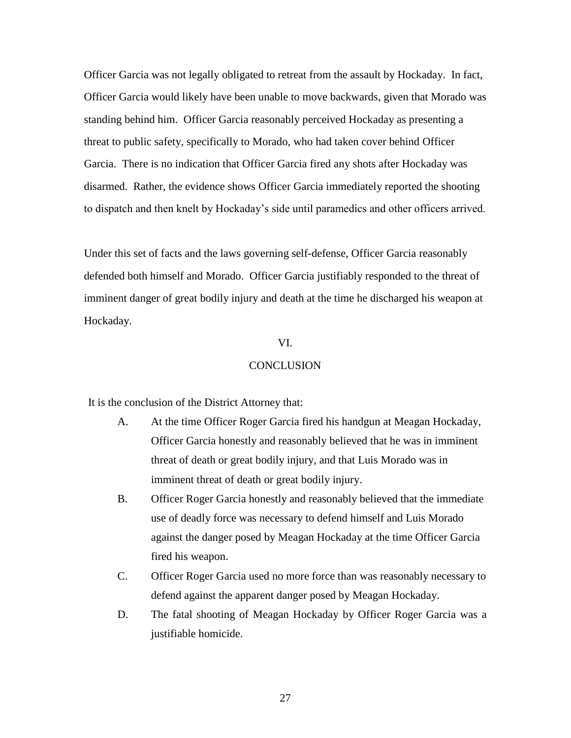Officer Garcia was not legally obligated to retreat from the assault by Hockaday. In fact, Officer Garcia would likely have been unable to move backwards, given that Morado was standing behind him. Officer Garcia reasonably perceived Hockaday as presenting a threat to public safety, specifically to Morado, who had taken cover behind Officer Garcia. There is no indication that Officer Garcia fired any shots after Hockaday was disarmed. Rather, the evidence shows Officer Garcia immediately reported the shooting to dispatch and then knelt by Hockaday's side until paramedics and other officers arrived.

Under this set of facts and the laws governing self-defense, Officer Garcia reasonably defended both himself and Morado. Officer Garcia justifiably responded to the threat of imminent danger of great bodily injury and death at the time he discharged his weapon at Hockaday.

## VI.

## CONCLUSION

It is the conclusion of the District Attorney that:

A. At the time Officer Roger Garcia fired his handgun at Meagan Hockaday, Officer Garcia honestly and reasonably believed that he was in imminent threat of death or great bodily injury, and that Luis Morado was in imminent threat of death or great bodily injury.

B. Officer Roger Garcia honestly and reasonably believed that the immediate use of deadly force was necessary to defend himself and Luis Morado against the danger posed by Meagan Hockaday at the time Officer Garcia fired his weapon.

C. Officer Roger Garcia used no more force than was reasonably necessary to defend against the apparent danger posed by Meagan Hockaday.

D. The fatal shooting of Meagan Hockaday by Officer Roger Garcia was a justifiable homicide.